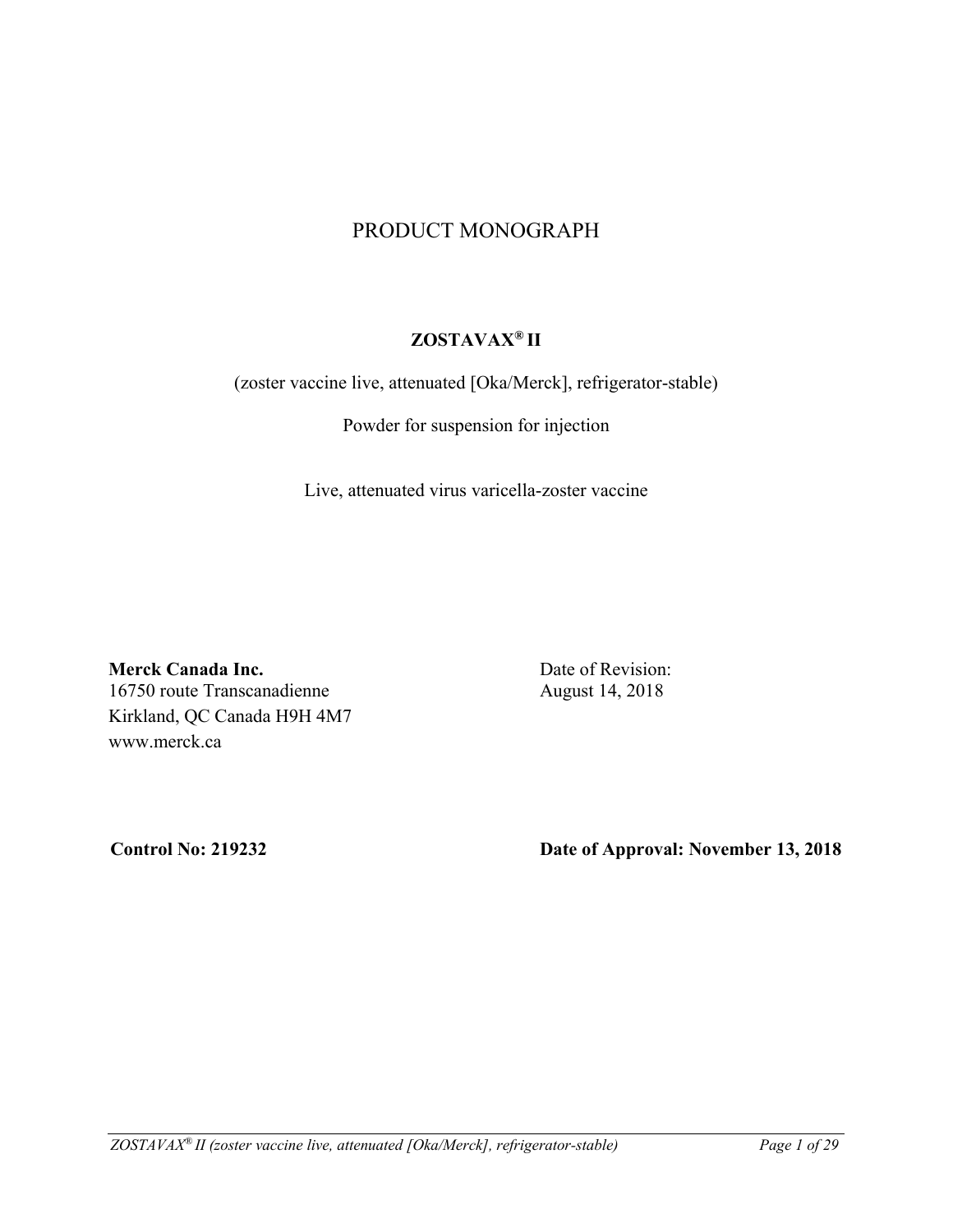# PRODUCT MONOGRAPH

## ZOSTAVAX® II

(zoster vaccine live, attenuated [Oka/Merck], refrigerator-stable)

Powder for suspension for injection

Live, attenuated virus varicella-zoster vaccine

**Merck Canada Inc.**
16750 route Transcanadienne
Kirkland, QC Canada H9H 4M7
www.merck.ca

Date of Revision:
August 14, 2018

**Control No: 219232**

**Date of Approval: November 13, 2018**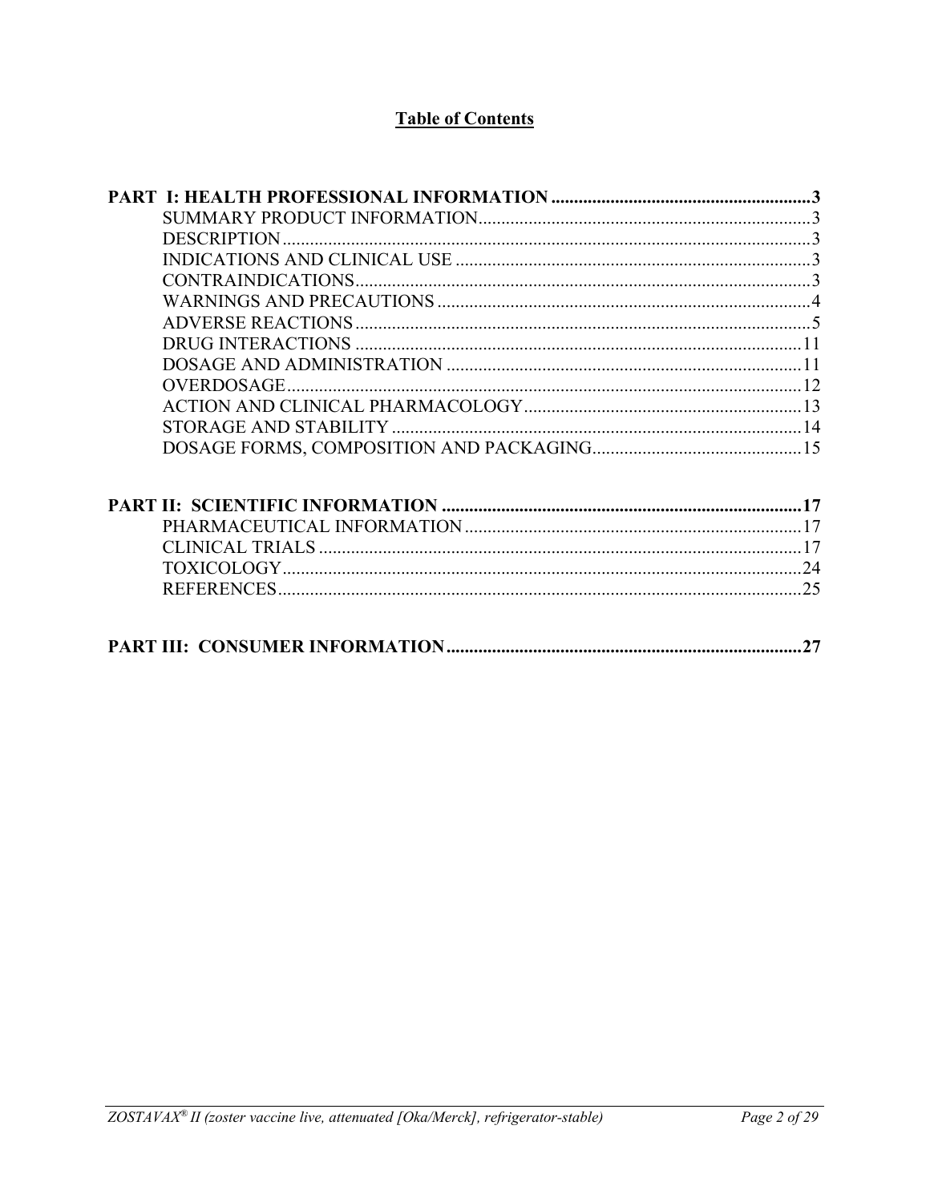# Table of Contents

**PART I: HEALTH PROFESSIONAL INFORMATION .........................................................3**

- SUMMARY PRODUCT INFORMATION.........................................................................3
- DESCRIPTION....................................................................................................3
- INDICATIONS AND CLINICAL USE .............................................................................3
- CONTRAINDICATIONS...................................................................................................3
- WARNINGS AND PRECAUTIONS .................................................................................4
- ADVERSE REACTIONS...................................................................................................5
- DRUG INTERACTIONS ..................................................................................................11
- DOSAGE AND ADMINISTRATION ..............................................................................11
- OVERDOSAGE.................................................................................................................12
- ACTION AND CLINICAL PHARMACOLOGY.............................................................13
- STORAGE AND STABILITY ..........................................................................................14
- DOSAGE FORMS, COMPOSITION AND PACKAGING..............................................15

**PART II: SCIENTIFIC INFORMATION ..............................................................................17**

- PHARMACEUTICAL INFORMATION..........................................................................17
- CLINICAL TRIALS ..........................................................................................................17
- TOXICOLOGY..................................................................................................................24
- REFERENCES...................................................................................................................25

**PART III: CONSUMER INFORMATION..............................................................................27**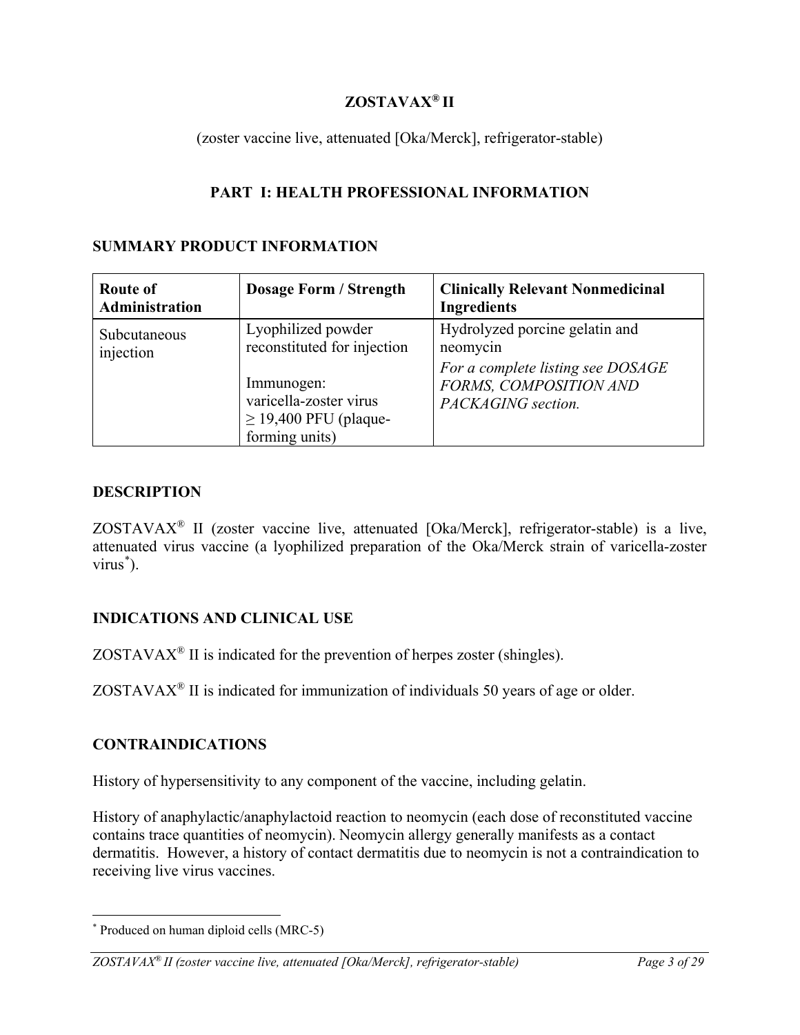# ZOSTAVAX® II

(zoster vaccine live, attenuated [Oka/Merck], refrigerator-stable)

## PART I: HEALTH PROFESSIONAL INFORMATION

### SUMMARY PRODUCT INFORMATION

| Route of Administration | Dosage Form / Strength | Clinically Relevant Nonmedicinal Ingredients |
|---|---|---|
| Subcutaneous injection | Lyophilized powder reconstituted for injection<br><br>Immunogen: varicella-zoster virus ≥ 19,400 PFU (plaque-forming units) | Hydrolyzed porcine gelatin and neomycin<br>*For a complete listing see DOSAGE FORMS, COMPOSITION AND PACKAGING section.* |

### DESCRIPTION

ZOSTAVAX® II (zoster vaccine live, attenuated [Oka/Merck], refrigerator-stable) is a live, attenuated virus vaccine (a lyophilized preparation of the Oka/Merck strain of varicella-zoster virus*).

### INDICATIONS AND CLINICAL USE

ZOSTAVAX® II is indicated for the prevention of herpes zoster (shingles).

ZOSTAVAX® II is indicated for immunization of individuals 50 years of age or older.

### CONTRAINDICATIONS

History of hypersensitivity to any component of the vaccine, including gelatin.

History of anaphylactic/anaphylactoid reaction to neomycin (each dose of reconstituted vaccine contains trace quantities of neomycin). Neomycin allergy generally manifests as a contact dermatitis. However, a history of contact dermatitis due to neomycin is not a contraindication to receiving live virus vaccines.

---

* Produced on human diploid cells (MRC-5)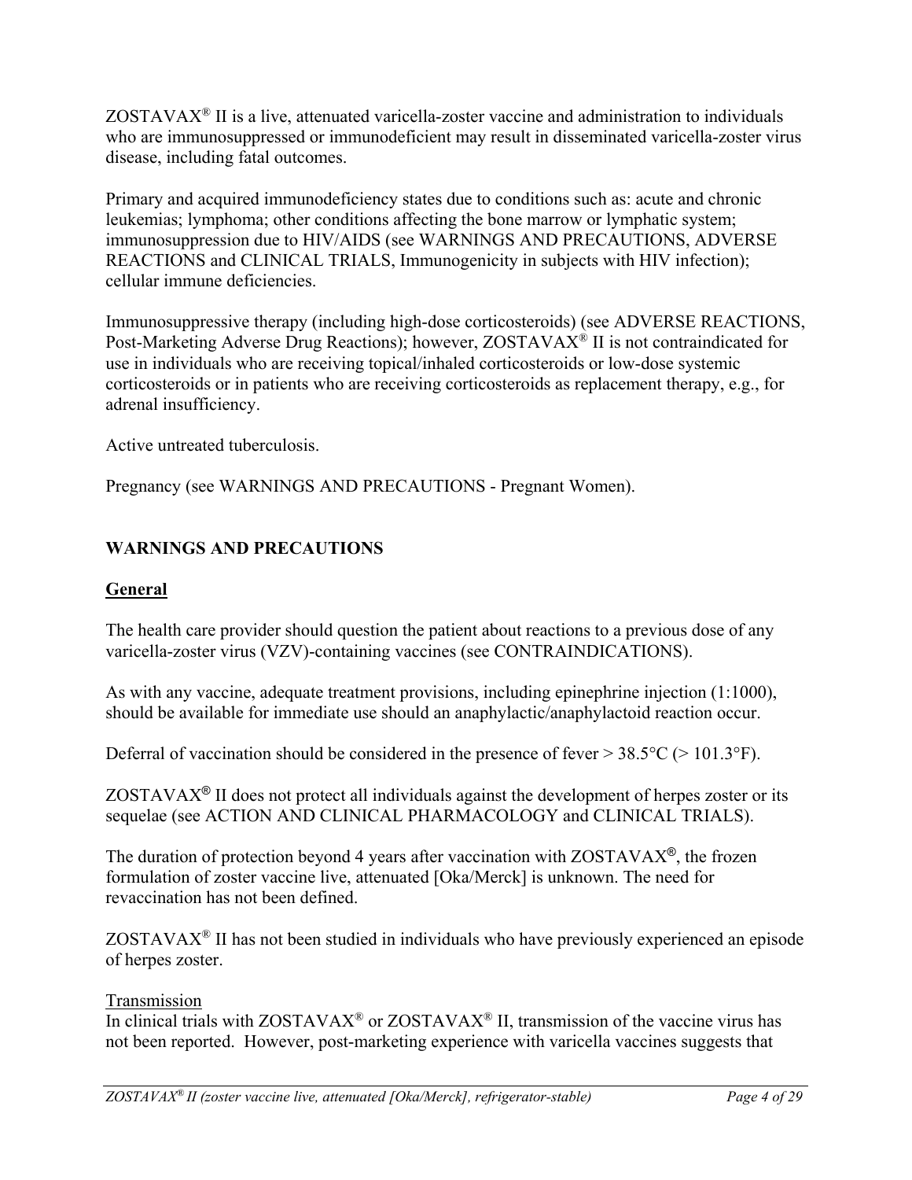ZOSTAVAX® II is a live, attenuated varicella-zoster vaccine and administration to individuals who are immunosuppressed or immunodeficient may result in disseminated varicella-zoster virus disease, including fatal outcomes.

Primary and acquired immunodeficiency states due to conditions such as: acute and chronic leukemias; lymphoma; other conditions affecting the bone marrow or lymphatic system; immunosuppression due to HIV/AIDS (see WARNINGS AND PRECAUTIONS, ADVERSE REACTIONS and CLINICAL TRIALS, Immunogenicity in subjects with HIV infection); cellular immune deficiencies.

Immunosuppressive therapy (including high-dose corticosteroids) (see ADVERSE REACTIONS, Post-Marketing Adverse Drug Reactions); however, ZOSTAVAX® II is not contraindicated for use in individuals who are receiving topical/inhaled corticosteroids or low-dose systemic corticosteroids or in patients who are receiving corticosteroids as replacement therapy, e.g., for adrenal insufficiency.

Active untreated tuberculosis.

Pregnancy (see WARNINGS AND PRECAUTIONS - Pregnant Women).

## WARNINGS AND PRECAUTIONS

### General

The health care provider should question the patient about reactions to a previous dose of any varicella-zoster virus (VZV)-containing vaccines (see CONTRAINDICATIONS).

As with any vaccine, adequate treatment provisions, including epinephrine injection (1:1000), should be available for immediate use should an anaphylactic/anaphylactoid reaction occur.

Deferral of vaccination should be considered in the presence of fever > 38.5°C (> 101.3°F).

ZOSTAVAX® II does not protect all individuals against the development of herpes zoster or its sequelae (see ACTION AND CLINICAL PHARMACOLOGY and CLINICAL TRIALS).

The duration of protection beyond 4 years after vaccination with ZOSTAVAX®, the frozen formulation of zoster vaccine live, attenuated [Oka/Merck] is unknown. The need for revaccination has not been defined.

ZOSTAVAX® II has not been studied in individuals who have previously experienced an episode of herpes zoster.

Transmission

In clinical trials with ZOSTAVAX® or ZOSTAVAX® II, transmission of the vaccine virus has not been reported. However, post-marketing experience with varicella vaccines suggests that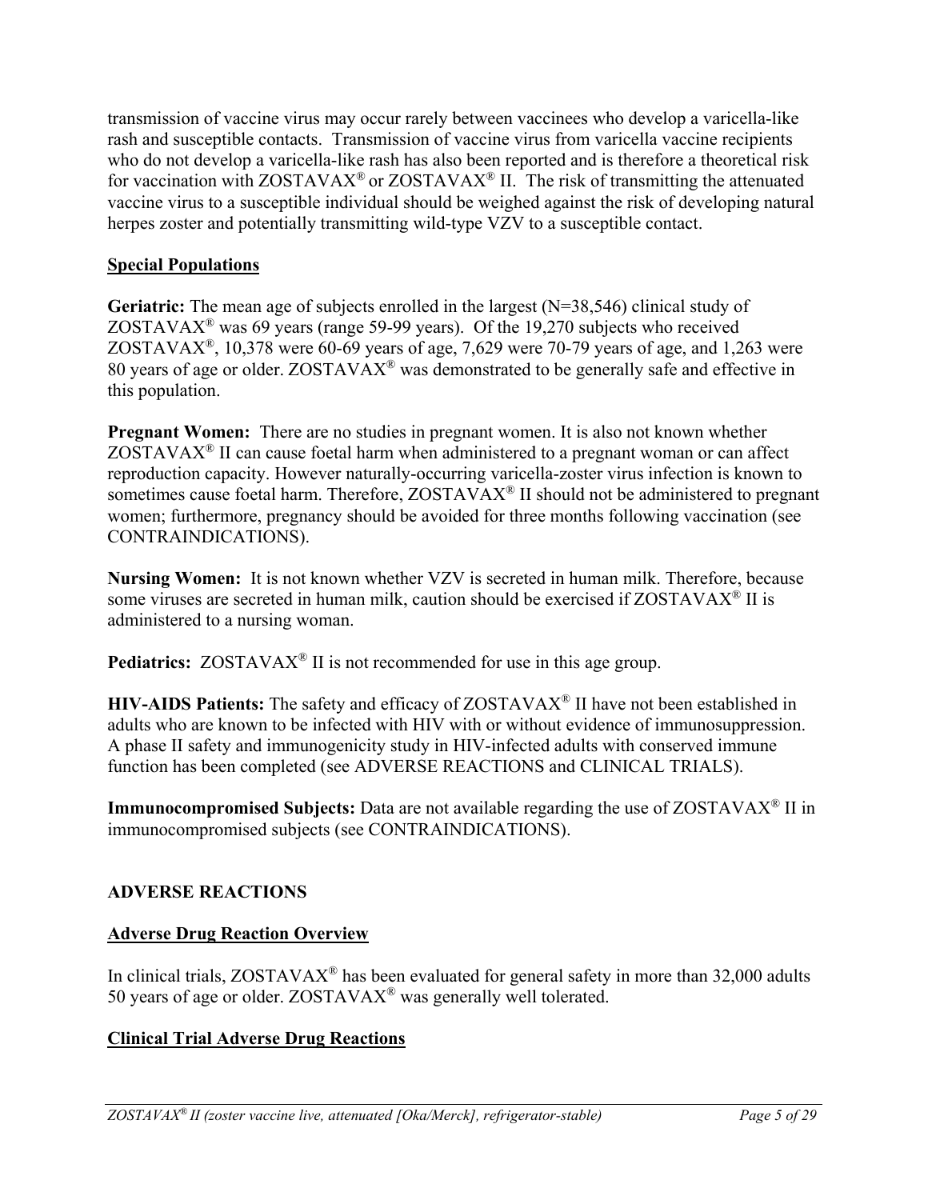transmission of vaccine virus may occur rarely between vaccinees who develop a varicella-like rash and susceptible contacts. Transmission of vaccine virus from varicella vaccine recipients who do not develop a varicella-like rash has also been reported and is therefore a theoretical risk for vaccination with ZOSTAVAX® or ZOSTAVAX® II. The risk of transmitting the attenuated vaccine virus to a susceptible individual should be weighed against the risk of developing natural herpes zoster and potentially transmitting wild-type VZV to a susceptible contact.

## Special Populations

**Geriatric:** The mean age of subjects enrolled in the largest (N=38,546) clinical study of ZOSTAVAX® was 69 years (range 59-99 years). Of the 19,270 subjects who received ZOSTAVAX®, 10,378 were 60-69 years of age, 7,629 were 70-79 years of age, and 1,263 were 80 years of age or older. ZOSTAVAX® was demonstrated to be generally safe and effective in this population.

**Pregnant Women:** There are no studies in pregnant women. It is also not known whether ZOSTAVAX® II can cause foetal harm when administered to a pregnant woman or can affect reproduction capacity. However naturally-occurring varicella-zoster virus infection is known to sometimes cause foetal harm. Therefore, ZOSTAVAX® II should not be administered to pregnant women; furthermore, pregnancy should be avoided for three months following vaccination (see CONTRAINDICATIONS).

**Nursing Women:** It is not known whether VZV is secreted in human milk. Therefore, because some viruses are secreted in human milk, caution should be exercised if ZOSTAVAX® II is administered to a nursing woman.

**Pediatrics:** ZOSTAVAX® II is not recommended for use in this age group.

**HIV-AIDS Patients:** The safety and efficacy of ZOSTAVAX® II have not been established in adults who are known to be infected with HIV with or without evidence of immunosuppression. A phase II safety and immunogenicity study in HIV-infected adults with conserved immune function has been completed (see ADVERSE REACTIONS and CLINICAL TRIALS).

**Immunocompromised Subjects:** Data are not available regarding the use of ZOSTAVAX® II in immunocompromised subjects (see CONTRAINDICATIONS).

# ADVERSE REACTIONS

## Adverse Drug Reaction Overview

In clinical trials, ZOSTAVAX® has been evaluated for general safety in more than 32,000 adults 50 years of age or older. ZOSTAVAX® was generally well tolerated.

## Clinical Trial Adverse Drug Reactions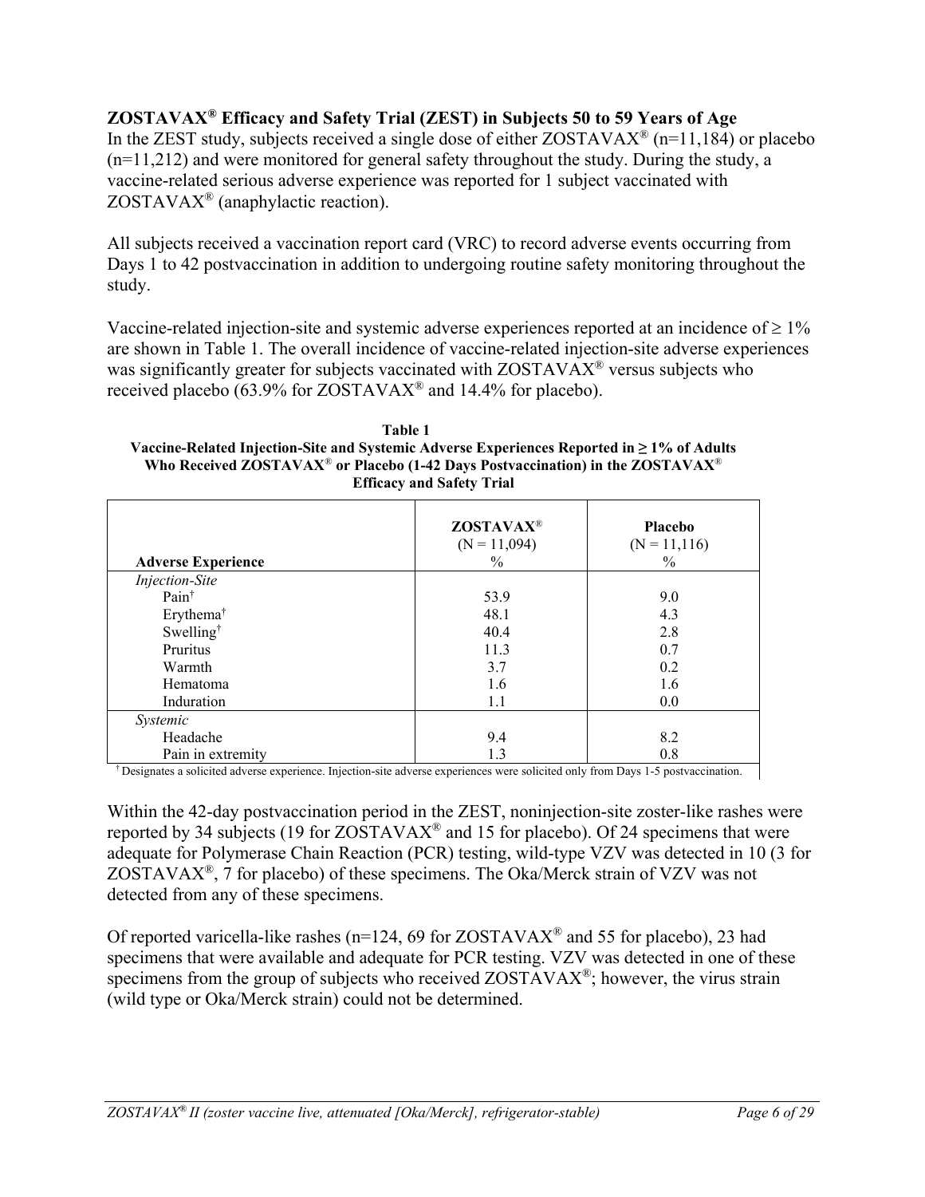**ZOSTAVAX® Efficacy and Safety Trial (ZEST) in Subjects 50 to 59 Years of Age**

In the ZEST study, subjects received a single dose of either ZOSTAVAX® (n=11,184) or placebo (n=11,212) and were monitored for general safety throughout the study. During the study, a vaccine-related serious adverse experience was reported for 1 subject vaccinated with ZOSTAVAX® (anaphylactic reaction).

All subjects received a vaccination report card (VRC) to record adverse events occurring from Days 1 to 42 postvaccination in addition to undergoing routine safety monitoring throughout the study.

Vaccine-related injection-site and systemic adverse experiences reported at an incidence of ≥ 1% are shown in Table 1. The overall incidence of vaccine-related injection-site adverse experiences was significantly greater for subjects vaccinated with ZOSTAVAX® versus subjects who received placebo (63.9% for ZOSTAVAX® and 14.4% for placebo).

**Table 1**
**Vaccine-Related Injection-Site and Systemic Adverse Experiences Reported in ≥ 1% of Adults Who Received ZOSTAVAX® or Placebo (1-42 Days Postvaccination) in the ZOSTAVAX® Efficacy and Safety Trial**

| Adverse Experience | ZOSTAVAX® (N = 11,094) % | Placebo (N = 11,116) % |
|---|---|---|
| *Injection-Site* | | |
| Pain† | 53.9 | 9.0 |
| Erythema† | 48.1 | 4.3 |
| Swelling† | 40.4 | 2.8 |
| Pruritus | 11.3 | 0.7 |
| Warmth | 3.7 | 0.2 |
| Hematoma | 1.6 | 1.6 |
| Induration | 1.1 | 0.0 |
| *Systemic* | | |
| Headache | 9.4 | 8.2 |
| Pain in extremity | 1.3 | 0.8 |

† Designates a solicited adverse experience. Injection-site adverse experiences were solicited only from Days 1-5 postvaccination.

Within the 42-day postvaccination period in the ZEST, noninjection-site zoster-like rashes were reported by 34 subjects (19 for ZOSTAVAX® and 15 for placebo). Of 24 specimens that were adequate for Polymerase Chain Reaction (PCR) testing, wild-type VZV was detected in 10 (3 for ZOSTAVAX®, 7 for placebo) of these specimens. The Oka/Merck strain of VZV was not detected from any of these specimens.

Of reported varicella-like rashes (n=124, 69 for ZOSTAVAX® and 55 for placebo), 23 had specimens that were available and adequate for PCR testing. VZV was detected in one of these specimens from the group of subjects who received ZOSTAVAX®; however, the virus strain (wild type or Oka/Merck strain) could not be determined.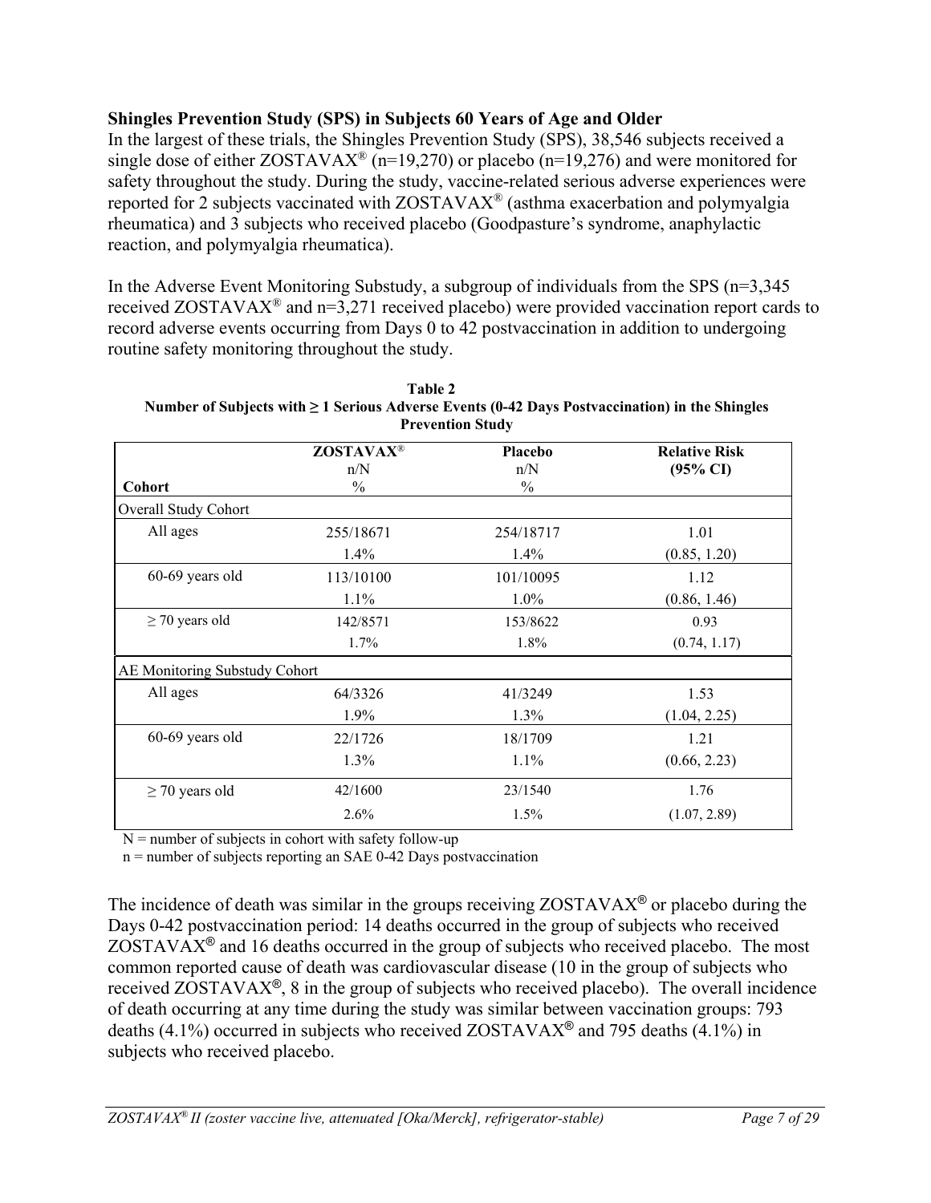**Shingles Prevention Study (SPS) in Subjects 60 Years of Age and Older**

In the largest of these trials, the Shingles Prevention Study (SPS), 38,546 subjects received a single dose of either ZOSTAVAX® (n=19,270) or placebo (n=19,276) and were monitored for safety throughout the study. During the study, vaccine-related serious adverse experiences were reported for 2 subjects vaccinated with ZOSTAVAX® (asthma exacerbation and polymyalgia rheumatica) and 3 subjects who received placebo (Goodpasture's syndrome, anaphylactic reaction, and polymyalgia rheumatica).

In the Adverse Event Monitoring Substudy, a subgroup of individuals from the SPS (n=3,345 received ZOSTAVAX® and n=3,271 received placebo) were provided vaccination report cards to record adverse events occurring from Days 0 to 42 postvaccination in addition to undergoing routine safety monitoring throughout the study.

**Table 2**
**Number of Subjects with ≥ 1 Serious Adverse Events (0-42 Days Postvaccination) in the Shingles Prevention Study**

| Cohort | ZOSTAVAX® n/N % | Placebo n/N % | Relative Risk (95% CI) |
|---|---|---|---|
| Overall Study Cohort | | | |
| All ages | 255/18671<br>1.4% | 254/18717<br>1.4% | 1.01<br>(0.85, 1.20) |
| 60-69 years old | 113/10100<br>1.1% | 101/10095<br>1.0% | 1.12<br>(0.86, 1.46) |
| ≥ 70 years old | 142/8571<br>1.7% | 153/8622<br>1.8% | 0.93<br>(0.74, 1.17) |
| AE Monitoring Substudy Cohort | | | |
| All ages | 64/3326<br>1.9% | 41/3249<br>1.3% | 1.53<br>(1.04, 2.25) |
| 60-69 years old | 22/1726<br>1.3% | 18/1709<br>1.1% | 1.21<br>(0.66, 2.23) |
| ≥ 70 years old | 42/1600<br>2.6% | 23/1540<br>1.5% | 1.76<br>(1.07, 2.89) |

N = number of subjects in cohort with safety follow-up
n = number of subjects reporting an SAE 0-42 Days postvaccination

The incidence of death was similar in the groups receiving ZOSTAVAX® or placebo during the Days 0-42 postvaccination period: 14 deaths occurred in the group of subjects who received ZOSTAVAX® and 16 deaths occurred in the group of subjects who received placebo. The most common reported cause of death was cardiovascular disease (10 in the group of subjects who received ZOSTAVAX®, 8 in the group of subjects who received placebo). The overall incidence of death occurring at any time during the study was similar between vaccination groups: 793 deaths (4.1%) occurred in subjects who received ZOSTAVAX® and 795 deaths (4.1%) in subjects who received placebo.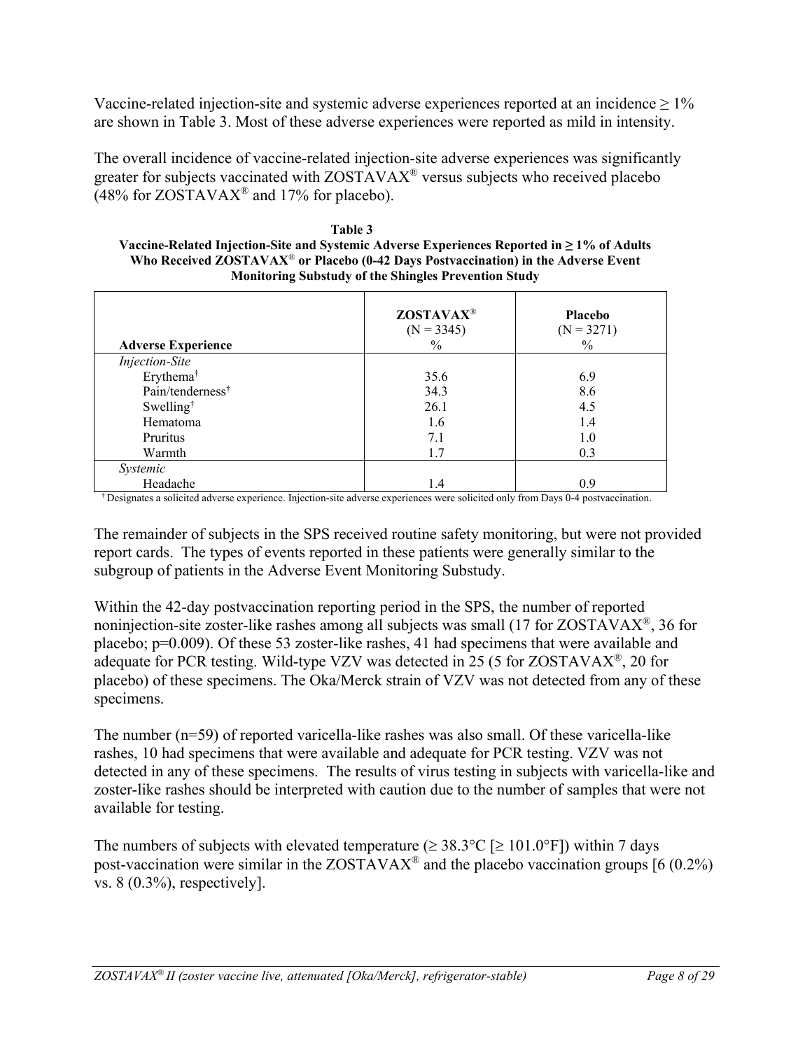Vaccine-related injection-site and systemic adverse experiences reported at an incidence ≥ 1% are shown in Table 3. Most of these adverse experiences were reported as mild in intensity.

The overall incidence of vaccine-related injection-site adverse experiences was significantly greater for subjects vaccinated with ZOSTAVAX® versus subjects who received placebo (48% for ZOSTAVAX® and 17% for placebo).

**Table 3**
**Vaccine-Related Injection-Site and Systemic Adverse Experiences Reported in ≥ 1% of Adults Who Received ZOSTAVAX® or Placebo (0-42 Days Postvaccination) in the Adverse Event Monitoring Substudy of the Shingles Prevention Study**

| Adverse Experience | ZOSTAVAX® (N = 3345) % | Placebo (N = 3271) % |
|---|---|---|
| *Injection-Site* | | |
| Erythema† | 35.6 | 6.9 |
| Pain/tenderness† | 34.3 | 8.6 |
| Swelling† | 26.1 | 4.5 |
| Hematoma | 1.6 | 1.4 |
| Pruritus | 7.1 | 1.0 |
| Warmth | 1.7 | 0.3 |
| *Systemic* | | |
| Headache | 1.4 | 0.9 |

† Designates a solicited adverse experience. Injection-site adverse experiences were solicited only from Days 0-4 postvaccination.

The remainder of subjects in the SPS received routine safety monitoring, but were not provided report cards. The types of events reported in these patients were generally similar to the subgroup of patients in the Adverse Event Monitoring Substudy.

Within the 42-day postvaccination reporting period in the SPS, the number of reported noninjection-site zoster-like rashes among all subjects was small (17 for ZOSTAVAX®, 36 for placebo; p=0.009). Of these 53 zoster-like rashes, 41 had specimens that were available and adequate for PCR testing. Wild-type VZV was detected in 25 (5 for ZOSTAVAX®, 20 for placebo) of these specimens. The Oka/Merck strain of VZV was not detected from any of these specimens.

The number (n=59) of reported varicella-like rashes was also small. Of these varicella-like rashes, 10 had specimens that were available and adequate for PCR testing. VZV was not detected in any of these specimens. The results of virus testing in subjects with varicella-like and zoster-like rashes should be interpreted with caution due to the number of samples that were not available for testing.

The numbers of subjects with elevated temperature (≥ 38.3°C [≥ 101.0°F]) within 7 days post-vaccination were similar in the ZOSTAVAX® and the placebo vaccination groups [6 (0.2%) vs. 8 (0.3%), respectively].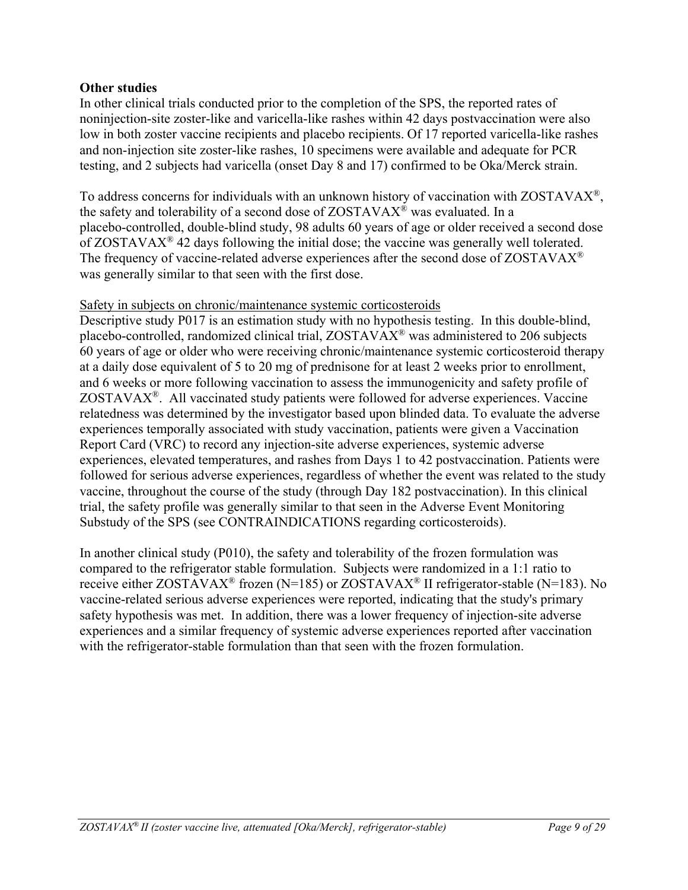**Other studies**

In other clinical trials conducted prior to the completion of the SPS, the reported rates of noninjection-site zoster-like and varicella-like rashes within 42 days postvaccination were also low in both zoster vaccine recipients and placebo recipients. Of 17 reported varicella-like rashes and non-injection site zoster-like rashes, 10 specimens were available and adequate for PCR testing, and 2 subjects had varicella (onset Day 8 and 17) confirmed to be Oka/Merck strain.

To address concerns for individuals with an unknown history of vaccination with ZOSTAVAX®, the safety and tolerability of a second dose of ZOSTAVAX® was evaluated. In a placebo-controlled, double-blind study, 98 adults 60 years of age or older received a second dose of ZOSTAVAX® 42 days following the initial dose; the vaccine was generally well tolerated. The frequency of vaccine-related adverse experiences after the second dose of ZOSTAVAX® was generally similar to that seen with the first dose.

Safety in subjects on chronic/maintenance systemic corticosteroids

Descriptive study P017 is an estimation study with no hypothesis testing. In this double-blind, placebo-controlled, randomized clinical trial, ZOSTAVAX® was administered to 206 subjects 60 years of age or older who were receiving chronic/maintenance systemic corticosteroid therapy at a daily dose equivalent of 5 to 20 mg of prednisone for at least 2 weeks prior to enrollment, and 6 weeks or more following vaccination to assess the immunogenicity and safety profile of ZOSTAVAX®. All vaccinated study patients were followed for adverse experiences. Vaccine relatedness was determined by the investigator based upon blinded data. To evaluate the adverse experiences temporally associated with study vaccination, patients were given a Vaccination Report Card (VRC) to record any injection-site adverse experiences, systemic adverse experiences, elevated temperatures, and rashes from Days 1 to 42 postvaccination. Patients were followed for serious adverse experiences, regardless of whether the event was related to the study vaccine, throughout the course of the study (through Day 182 postvaccination). In this clinical trial, the safety profile was generally similar to that seen in the Adverse Event Monitoring Substudy of the SPS (see CONTRAINDICATIONS regarding corticosteroids).

In another clinical study (P010), the safety and tolerability of the frozen formulation was compared to the refrigerator stable formulation. Subjects were randomized in a 1:1 ratio to receive either ZOSTAVAX® frozen (N=185) or ZOSTAVAX® II refrigerator-stable (N=183). No vaccine-related serious adverse experiences were reported, indicating that the study's primary safety hypothesis was met. In addition, there was a lower frequency of injection-site adverse experiences and a similar frequency of systemic adverse experiences reported after vaccination with the refrigerator-stable formulation than that seen with the frozen formulation.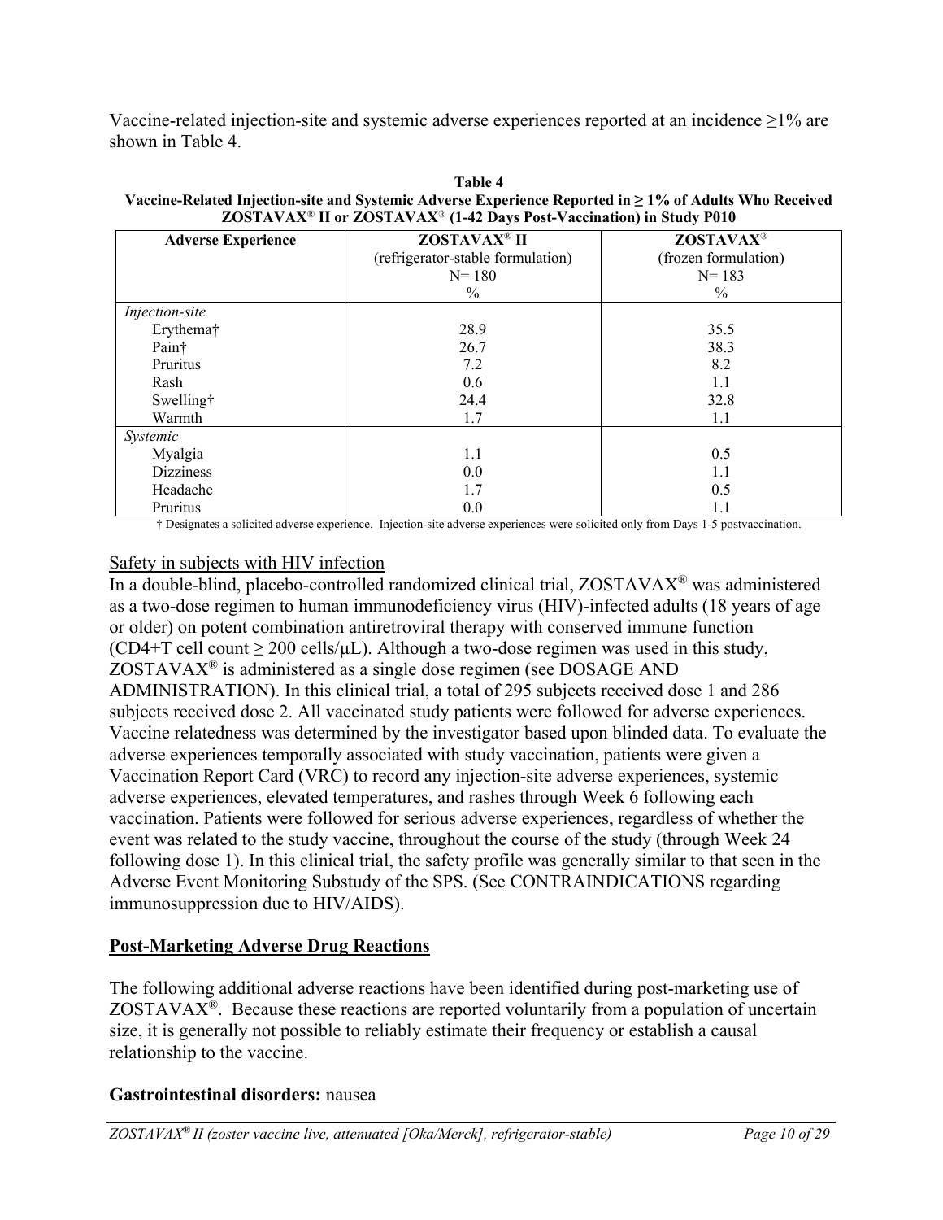Vaccine-related injection-site and systemic adverse experiences reported at an incidence ≥1% are shown in Table 4.

**Table 4**
**Vaccine-Related Injection-site and Systemic Adverse Experience Reported in ≥ 1% of Adults Who Received ZOSTAVAX® II or ZOSTAVAX® (1-42 Days Post-Vaccination) in Study P010**

| Adverse Experience | ZOSTAVAX® II (refrigerator-stable formulation) N= 180 % | ZOSTAVAX® (frozen formulation) N= 183 % |
|---|---|---|
| *Injection-site* | | |
| Erythema† | 28.9 | 35.5 |
| Pain† | 26.7 | 38.3 |
| Pruritus | 7.2 | 8.2 |
| Rash | 0.6 | 1.1 |
| Swelling† | 24.4 | 32.8 |
| Warmth | 1.7 | 1.1 |
| *Systemic* | | |
| Myalgia | 1.1 | 0.5 |
| Dizziness | 0.0 | 1.1 |
| Headache | 1.7 | 0.5 |
| Pruritus | 0.0 | 1.1 |

† Designates a solicited adverse experience. Injection-site adverse experiences were solicited only from Days 1-5 postvaccination.

Safety in subjects with HIV infection

In a double-blind, placebo-controlled randomized clinical trial, ZOSTAVAX® was administered as a two-dose regimen to human immunodeficiency virus (HIV)-infected adults (18 years of age or older) on potent combination antiretroviral therapy with conserved immune function (CD4+T cell count ≥ 200 cells/μL). Although a two-dose regimen was used in this study, ZOSTAVAX® is administered as a single dose regimen (see DOSAGE AND ADMINISTRATION). In this clinical trial, a total of 295 subjects received dose 1 and 286 subjects received dose 2. All vaccinated study patients were followed for adverse experiences. Vaccine relatedness was determined by the investigator based upon blinded data. To evaluate the adverse experiences temporally associated with study vaccination, patients were given a Vaccination Report Card (VRC) to record any injection-site adverse experiences, systemic adverse experiences, elevated temperatures, and rashes through Week 6 following each vaccination. Patients were followed for serious adverse experiences, regardless of whether the event was related to the study vaccine, throughout the course of the study (through Week 24 following dose 1). In this clinical trial, the safety profile was generally similar to that seen in the Adverse Event Monitoring Substudy of the SPS. (See CONTRAINDICATIONS regarding immunosuppression due to HIV/AIDS).

## Post-Marketing Adverse Drug Reactions

The following additional adverse reactions have been identified during post-marketing use of ZOSTAVAX®. Because these reactions are reported voluntarily from a population of uncertain size, it is generally not possible to reliably estimate their frequency or establish a causal relationship to the vaccine.

**Gastrointestinal disorders:** nausea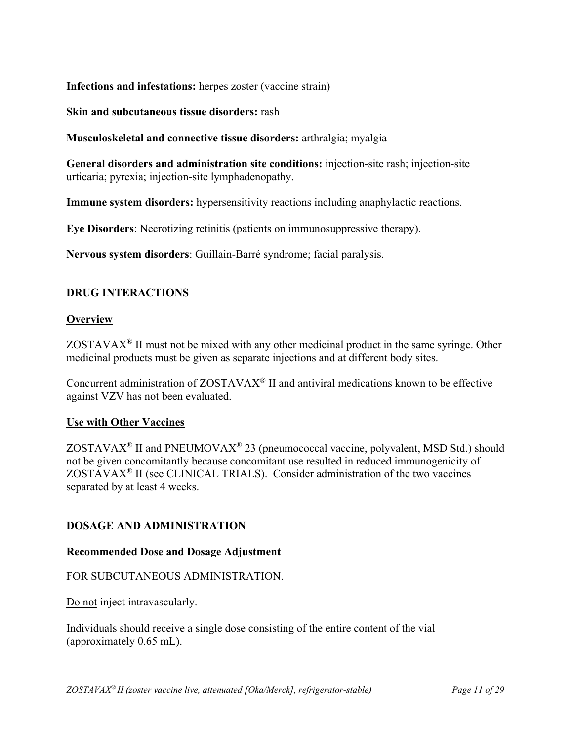**Infections and infestations:** herpes zoster (vaccine strain)

**Skin and subcutaneous tissue disorders:** rash

**Musculoskeletal and connective tissue disorders:** arthralgia; myalgia

**General disorders and administration site conditions:** injection-site rash; injection-site urticaria; pyrexia; injection-site lymphadenopathy.

**Immune system disorders:** hypersensitivity reactions including anaphylactic reactions.

**Eye Disorders**: Necrotizing retinitis (patients on immunosuppressive therapy).

**Nervous system disorders**: Guillain-Barré syndrome; facial paralysis.

## DRUG INTERACTIONS

### Overview

ZOSTAVAX® II must not be mixed with any other medicinal product in the same syringe. Other medicinal products must be given as separate injections and at different body sites.

Concurrent administration of ZOSTAVAX® II and antiviral medications known to be effective against VZV has not been evaluated.

### Use with Other Vaccines

ZOSTAVAX® II and PNEUMOVAX® 23 (pneumococcal vaccine, polyvalent, MSD Std.) should not be given concomitantly because concomitant use resulted in reduced immunogenicity of ZOSTAVAX® II (see CLINICAL TRIALS). Consider administration of the two vaccines separated by at least 4 weeks.

## DOSAGE AND ADMINISTRATION

### Recommended Dose and Dosage Adjustment

FOR SUBCUTANEOUS ADMINISTRATION.

Do not inject intravascularly.

Individuals should receive a single dose consisting of the entire content of the vial (approximately 0.65 mL).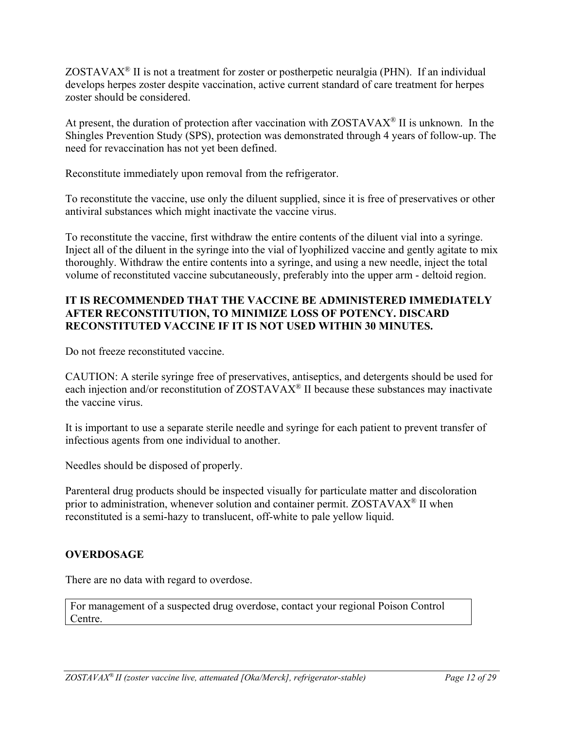ZOSTAVAX® II is not a treatment for zoster or postherpetic neuralgia (PHN). If an individual develops herpes zoster despite vaccination, active current standard of care treatment for herpes zoster should be considered.

At present, the duration of protection after vaccination with ZOSTAVAX® II is unknown. In the Shingles Prevention Study (SPS), protection was demonstrated through 4 years of follow-up. The need for revaccination has not yet been defined.

Reconstitute immediately upon removal from the refrigerator.

To reconstitute the vaccine, use only the diluent supplied, since it is free of preservatives or other antiviral substances which might inactivate the vaccine virus.

To reconstitute the vaccine, first withdraw the entire contents of the diluent vial into a syringe. Inject all of the diluent in the syringe into the vial of lyophilized vaccine and gently agitate to mix thoroughly. Withdraw the entire contents into a syringe, and using a new needle, inject the total volume of reconstituted vaccine subcutaneously, preferably into the upper arm - deltoid region.

**IT IS RECOMMENDED THAT THE VACCINE BE ADMINISTERED IMMEDIATELY AFTER RECONSTITUTION, TO MINIMIZE LOSS OF POTENCY. DISCARD RECONSTITUTED VACCINE IF IT IS NOT USED WITHIN 30 MINUTES.**

Do not freeze reconstituted vaccine.

CAUTION: A sterile syringe free of preservatives, antiseptics, and detergents should be used for each injection and/or reconstitution of ZOSTAVAX® II because these substances may inactivate the vaccine virus.

It is important to use a separate sterile needle and syringe for each patient to prevent transfer of infectious agents from one individual to another.

Needles should be disposed of properly.

Parenteral drug products should be inspected visually for particulate matter and discoloration prior to administration, whenever solution and container permit. ZOSTAVAX® II when reconstituted is a semi-hazy to translucent, off-white to pale yellow liquid.

## OVERDOSAGE

There are no data with regard to overdose.

| For management of a suspected drug overdose, contact your regional Poison Control Centre. |
|---|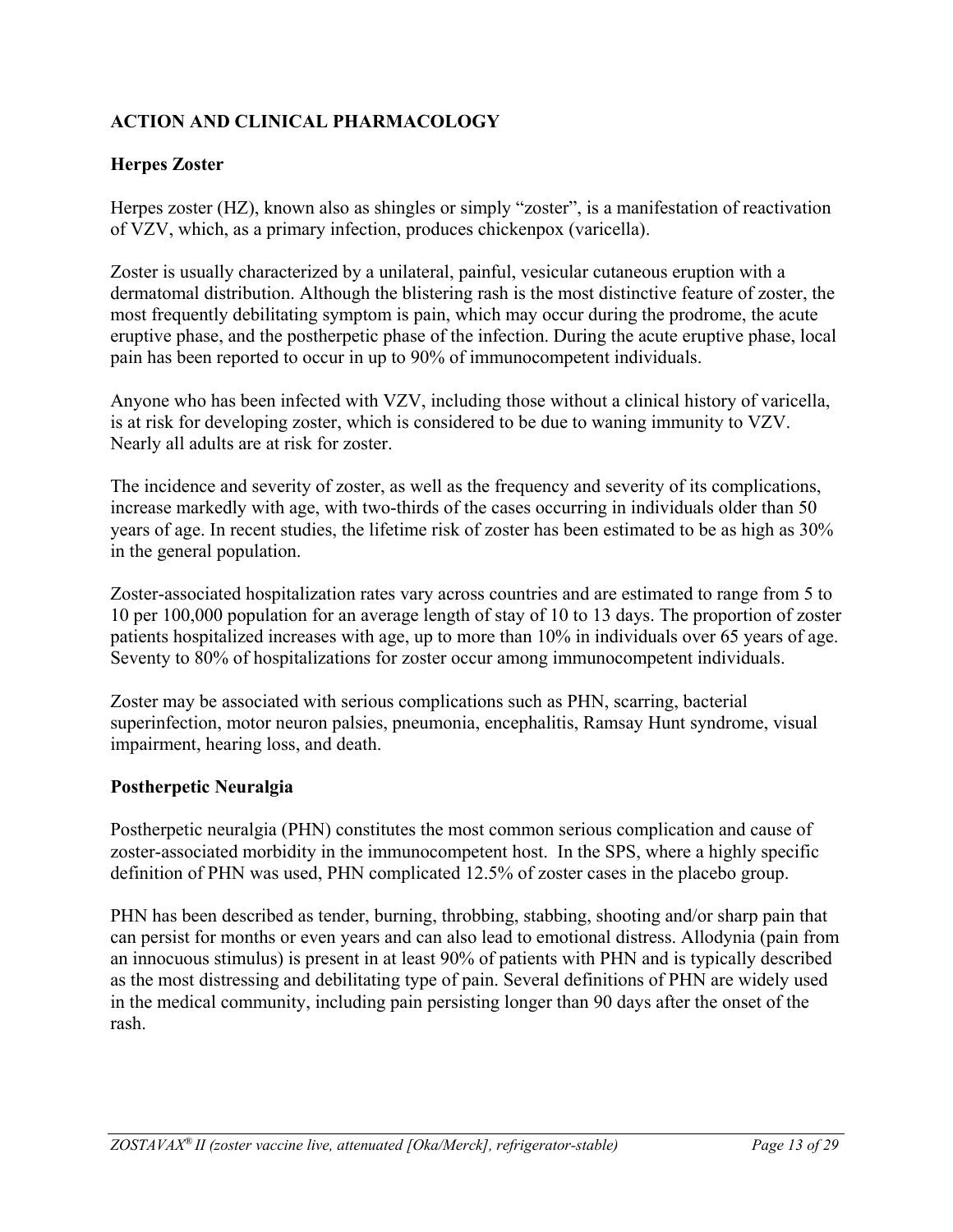## ACTION AND CLINICAL PHARMACOLOGY

### Herpes Zoster

Herpes zoster (HZ), known also as shingles or simply "zoster", is a manifestation of reactivation of VZV, which, as a primary infection, produces chickenpox (varicella).

Zoster is usually characterized by a unilateral, painful, vesicular cutaneous eruption with a dermatomal distribution. Although the blistering rash is the most distinctive feature of zoster, the most frequently debilitating symptom is pain, which may occur during the prodrome, the acute eruptive phase, and the postherpetic phase of the infection. During the acute eruptive phase, local pain has been reported to occur in up to 90% of immunocompetent individuals.

Anyone who has been infected with VZV, including those without a clinical history of varicella, is at risk for developing zoster, which is considered to be due to waning immunity to VZV. Nearly all adults are at risk for zoster.

The incidence and severity of zoster, as well as the frequency and severity of its complications, increase markedly with age, with two-thirds of the cases occurring in individuals older than 50 years of age. In recent studies, the lifetime risk of zoster has been estimated to be as high as 30% in the general population.

Zoster-associated hospitalization rates vary across countries and are estimated to range from 5 to 10 per 100,000 population for an average length of stay of 10 to 13 days. The proportion of zoster patients hospitalized increases with age, up to more than 10% in individuals over 65 years of age. Seventy to 80% of hospitalizations for zoster occur among immunocompetent individuals.

Zoster may be associated with serious complications such as PHN, scarring, bacterial superinfection, motor neuron palsies, pneumonia, encephalitis, Ramsay Hunt syndrome, visual impairment, hearing loss, and death.

### Postherpetic Neuralgia

Postherpetic neuralgia (PHN) constitutes the most common serious complication and cause of zoster-associated morbidity in the immunocompetent host. In the SPS, where a highly specific definition of PHN was used, PHN complicated 12.5% of zoster cases in the placebo group.

PHN has been described as tender, burning, throbbing, stabbing, shooting and/or sharp pain that can persist for months or even years and can also lead to emotional distress. Allodynia (pain from an innocuous stimulus) is present in at least 90% of patients with PHN and is typically described as the most distressing and debilitating type of pain. Several definitions of PHN are widely used in the medical community, including pain persisting longer than 90 days after the onset of the rash.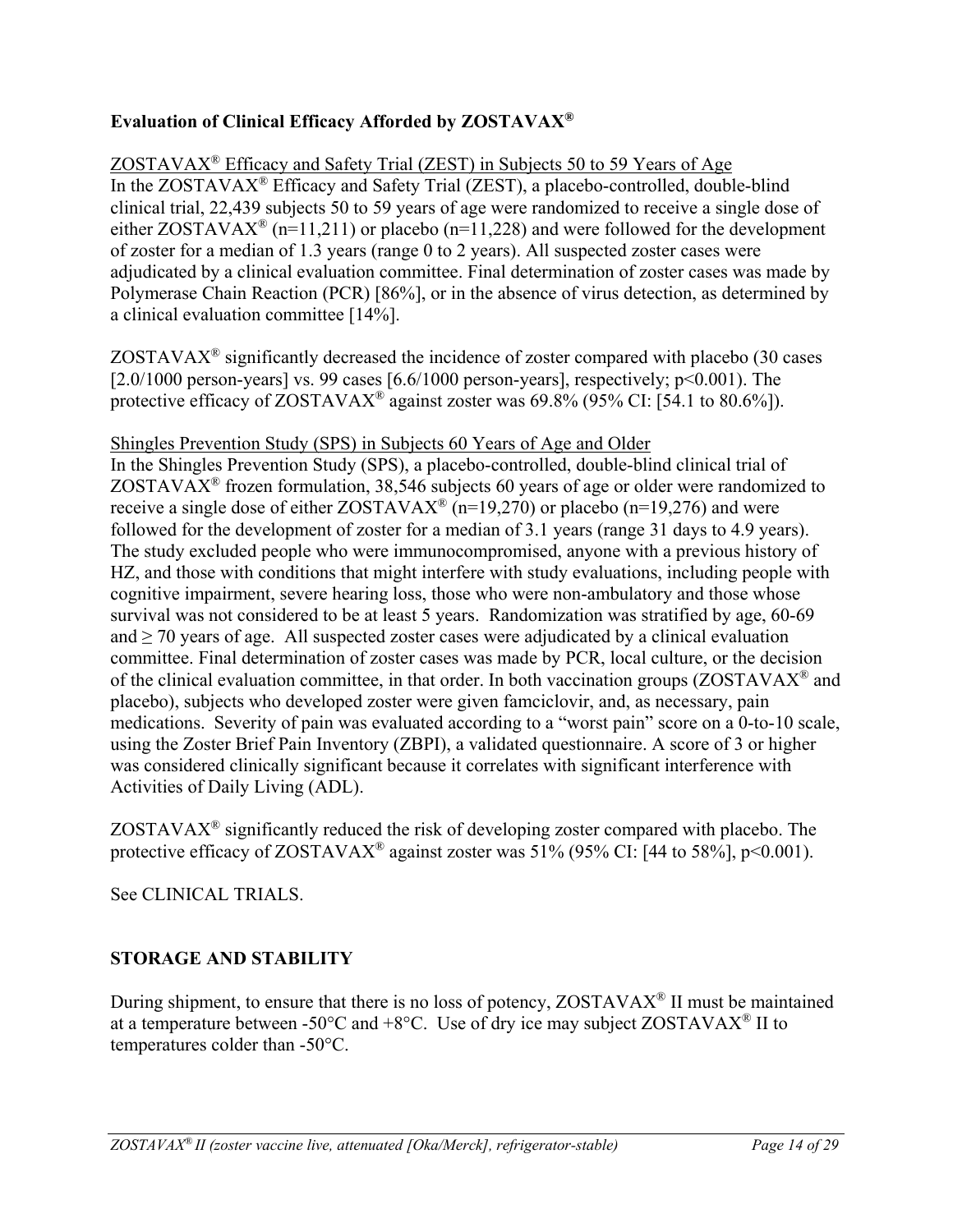**Evaluation of Clinical Efficacy Afforded by ZOSTAVAX®**

ZOSTAVAX® Efficacy and Safety Trial (ZEST) in Subjects 50 to 59 Years of Age

In the ZOSTAVAX® Efficacy and Safety Trial (ZEST), a placebo-controlled, double-blind clinical trial, 22,439 subjects 50 to 59 years of age were randomized to receive a single dose of either ZOSTAVAX® (n=11,211) or placebo (n=11,228) and were followed for the development of zoster for a median of 1.3 years (range 0 to 2 years). All suspected zoster cases were adjudicated by a clinical evaluation committee. Final determination of zoster cases was made by Polymerase Chain Reaction (PCR) [86%], or in the absence of virus detection, as determined by a clinical evaluation committee [14%].

ZOSTAVAX® significantly decreased the incidence of zoster compared with placebo (30 cases [2.0/1000 person-years] vs. 99 cases [6.6/1000 person-years], respectively; $p<0.001$). The protective efficacy of ZOSTAVAX® against zoster was 69.8% (95% CI: [54.1 to 80.6%]).

Shingles Prevention Study (SPS) in Subjects 60 Years of Age and Older

In the Shingles Prevention Study (SPS), a placebo-controlled, double-blind clinical trial of ZOSTAVAX® frozen formulation, 38,546 subjects 60 years of age or older were randomized to receive a single dose of either ZOSTAVAX® (n=19,270) or placebo (n=19,276) and were followed for the development of zoster for a median of 3.1 years (range 31 days to 4.9 years). The study excluded people who were immunocompromised, anyone with a previous history of HZ, and those with conditions that might interfere with study evaluations, including people with cognitive impairment, severe hearing loss, those who were non-ambulatory and those whose survival was not considered to be at least 5 years. Randomization was stratified by age, 60-69 and ≥ 70 years of age. All suspected zoster cases were adjudicated by a clinical evaluation committee. Final determination of zoster cases was made by PCR, local culture, or the decision of the clinical evaluation committee, in that order. In both vaccination groups (ZOSTAVAX® and placebo), subjects who developed zoster were given famciclovir, and, as necessary, pain medications. Severity of pain was evaluated according to a "worst pain" score on a 0-to-10 scale, using the Zoster Brief Pain Inventory (ZBPI), a validated questionnaire. A score of 3 or higher was considered clinically significant because it correlates with significant interference with Activities of Daily Living (ADL).

ZOSTAVAX® significantly reduced the risk of developing zoster compared with placebo. The protective efficacy of ZOSTAVAX® against zoster was 51% (95% CI: [44 to 58%], $p<0.001$).

See CLINICAL TRIALS.

## STORAGE AND STABILITY

During shipment, to ensure that there is no loss of potency, ZOSTAVAX® II must be maintained at a temperature between -50°C and +8°C. Use of dry ice may subject ZOSTAVAX® II to temperatures colder than -50°C.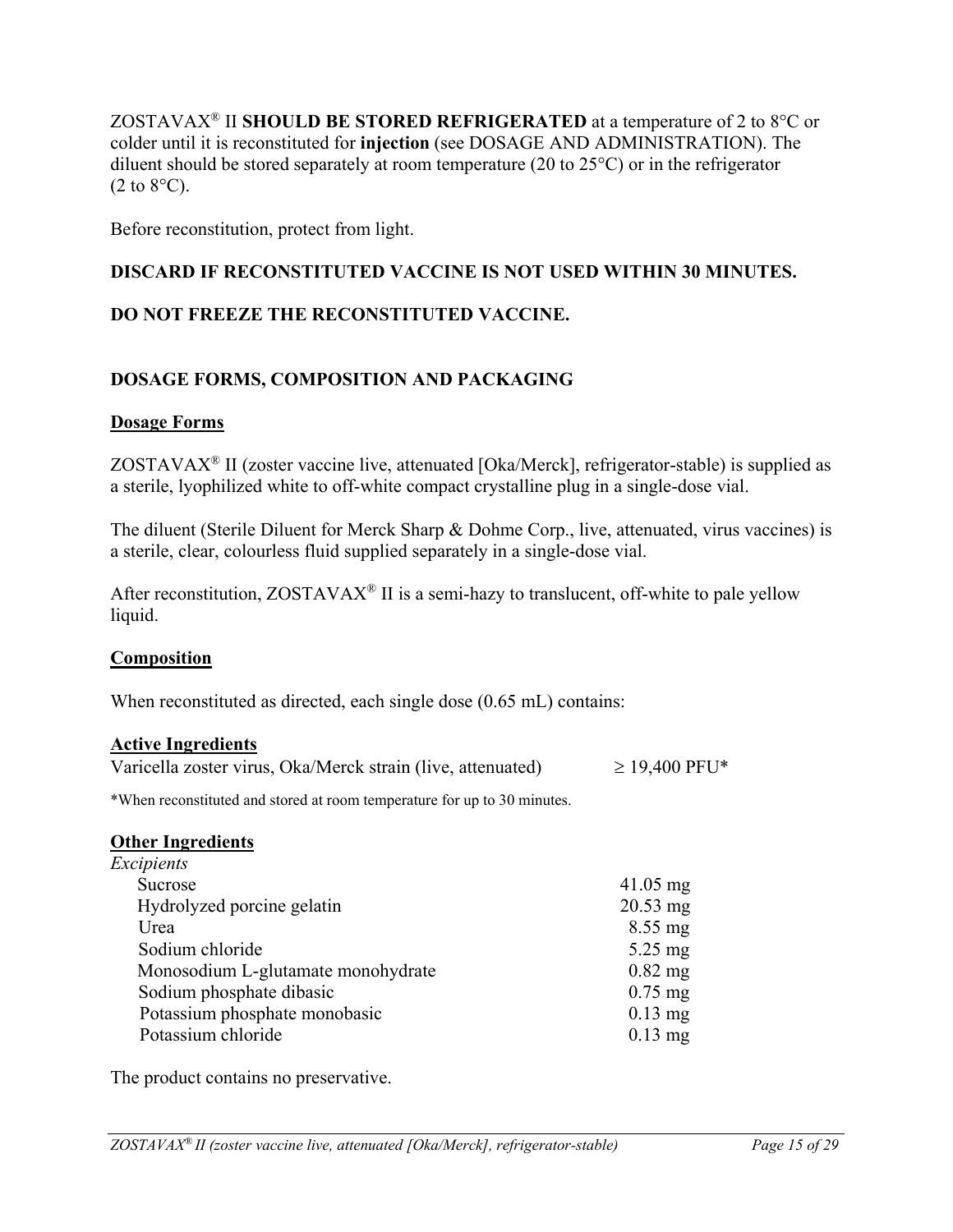ZOSTAVAX® II **SHOULD BE STORED REFRIGERATED** at a temperature of 2 to 8°C or colder until it is reconstituted for **injection** (see DOSAGE AND ADMINISTRATION). The diluent should be stored separately at room temperature (20 to 25°C) or in the refrigerator (2 to 8°C).

Before reconstitution, protect from light.

**DISCARD IF RECONSTITUTED VACCINE IS NOT USED WITHIN 30 MINUTES.**

**DO NOT FREEZE THE RECONSTITUTED VACCINE.**

## DOSAGE FORMS, COMPOSITION AND PACKAGING

### Dosage Forms

ZOSTAVAX® II (zoster vaccine live, attenuated [Oka/Merck], refrigerator-stable) is supplied as a sterile, lyophilized white to off-white compact crystalline plug in a single-dose vial.

The diluent (Sterile Diluent for Merck Sharp & Dohme Corp., live, attenuated, virus vaccines) is a sterile, clear, colourless fluid supplied separately in a single-dose vial.

After reconstitution, ZOSTAVAX® II is a semi-hazy to translucent, off-white to pale yellow liquid.

### Composition

When reconstituted as directed, each single dose (0.65 mL) contains:

**Active Ingredients**

| | |
|---|---|
| Varicella zoster virus, Oka/Merck strain (live, attenuated) | ≥ 19,400 PFU* |

*When reconstituted and stored at room temperature for up to 30 minutes.

**Other Ingredients**

*Excipients*

| | |
|---|---|
| Sucrose | 41.05 mg |
| Hydrolyzed porcine gelatin | 20.53 mg |
| Urea | 8.55 mg |
| Sodium chloride | 5.25 mg |
| Monosodium L-glutamate monohydrate | 0.82 mg |
| Sodium phosphate dibasic | 0.75 mg |
| Potassium phosphate monobasic | 0.13 mg |
| Potassium chloride | 0.13 mg |

The product contains no preservative.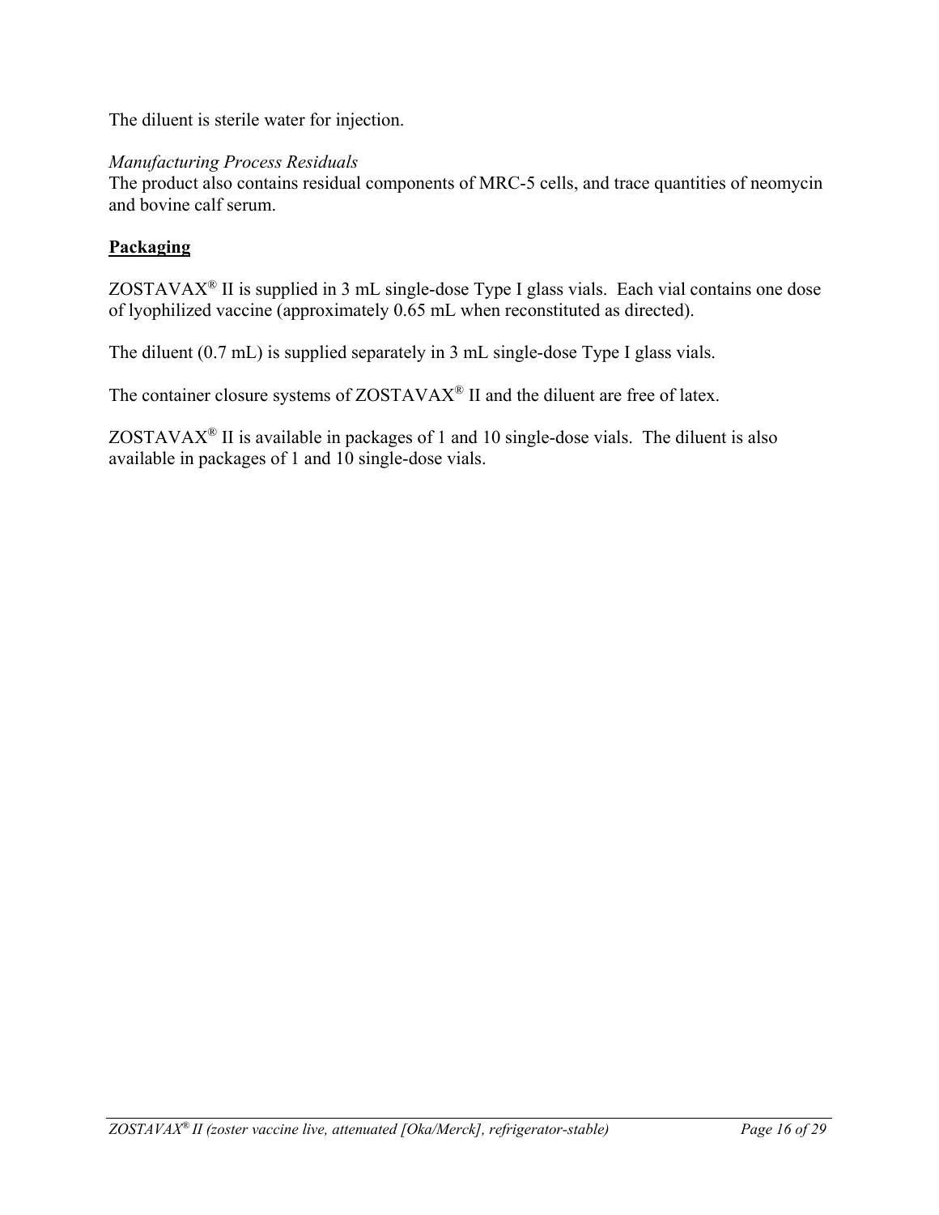The diluent is sterile water for injection.

*Manufacturing Process Residuals*
The product also contains residual components of MRC-5 cells, and trace quantities of neomycin and bovine calf serum.

**Packaging**

ZOSTAVAX® II is supplied in 3 mL single-dose Type I glass vials. Each vial contains one dose of lyophilized vaccine (approximately 0.65 mL when reconstituted as directed).

The diluent (0.7 mL) is supplied separately in 3 mL single-dose Type I glass vials.

The container closure systems of ZOSTAVAX® II and the diluent are free of latex.

ZOSTAVAX® II is available in packages of 1 and 10 single-dose vials. The diluent is also available in packages of 1 and 10 single-dose vials.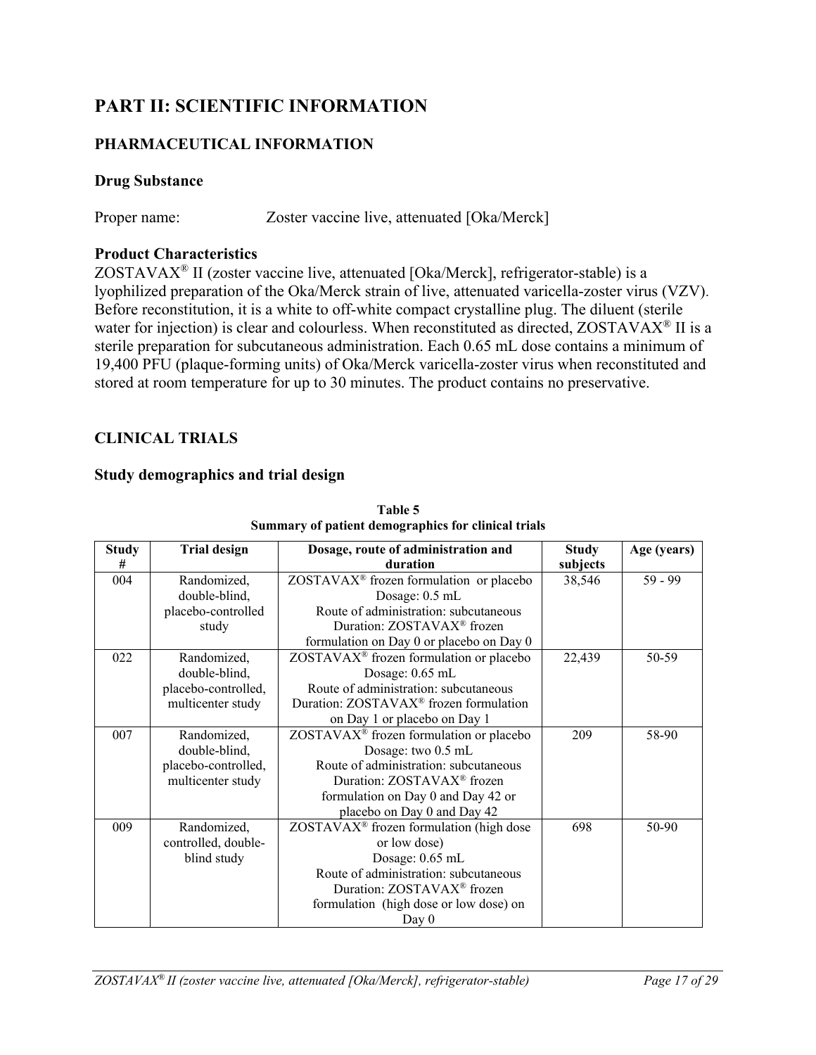# PART II: SCIENTIFIC INFORMATION

## PHARMACEUTICAL INFORMATION

### Drug Substance

Proper name: Zoster vaccine live, attenuated [Oka/Merck]

### Product Characteristics

ZOSTAVAX® II (zoster vaccine live, attenuated [Oka/Merck], refrigerator-stable) is a lyophilized preparation of the Oka/Merck strain of live, attenuated varicella-zoster virus (VZV). Before reconstitution, it is a white to off-white compact crystalline plug. The diluent (sterile water for injection) is clear and colourless. When reconstituted as directed, ZOSTAVAX® II is a sterile preparation for subcutaneous administration. Each 0.65 mL dose contains a minimum of 19,400 PFU (plaque-forming units) of Oka/Merck varicella-zoster virus when reconstituted and stored at room temperature for up to 30 minutes. The product contains no preservative.

## CLINICAL TRIALS

### Study demographics and trial design

**Table 5**
**Summary of patient demographics for clinical trials**

| Study # | Trial design | Dosage, route of administration and duration | Study subjects | Age (years) |
|---|---|---|---|---|
| 004 | Randomized, double-blind, placebo-controlled study | ZOSTAVAX® frozen formulation or placebo<br>Dosage: 0.5 mL<br>Route of administration: subcutaneous<br>Duration: ZOSTAVAX® frozen formulation on Day 0 or placebo on Day 0 | 38,546 | 59 - 99 |
| 022 | Randomized, double-blind, placebo-controlled, multicenter study | ZOSTAVAX® frozen formulation or placebo<br>Dosage: 0.65 mL<br>Route of administration: subcutaneous<br>Duration: ZOSTAVAX® frozen formulation on Day 1 or placebo on Day 1 | 22,439 | 50-59 |
| 007 | Randomized, double-blind, placebo-controlled, multicenter study | ZOSTAVAX® frozen formulation or placebo<br>Dosage: two 0.5 mL<br>Route of administration: subcutaneous<br>Duration: ZOSTAVAX® frozen formulation on Day 0 and Day 42 or placebo on Day 0 and Day 42 | 209 | 58-90 |
| 009 | Randomized, controlled, double-blind study | ZOSTAVAX® frozen formulation (high dose or low dose)<br>Dosage: 0.65 mL<br>Route of administration: subcutaneous<br>Duration: ZOSTAVAX® frozen formulation (high dose or low dose) on Day 0 | 698 | 50-90 |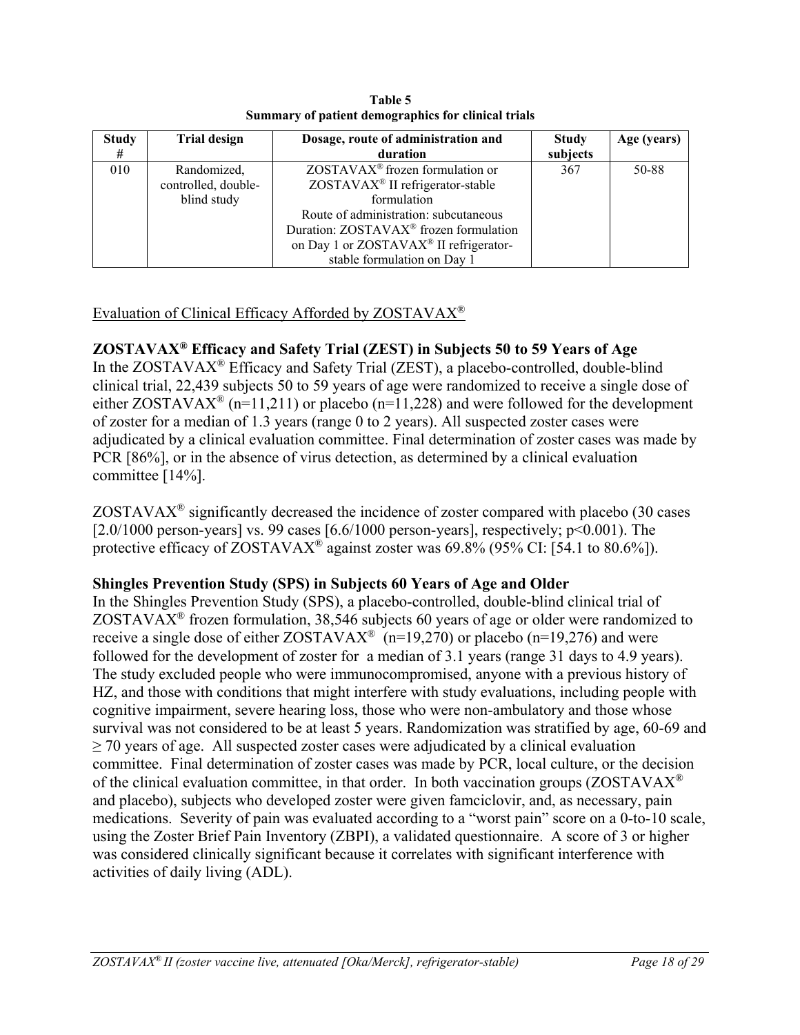**Table 5**
**Summary of patient demographics for clinical trials**

| Study # | Trial design | Dosage, route of administration and duration | Study subjects | Age (years) |
|---|---|---|---|---|
| 010 | Randomized, controlled, double-blind study | ZOSTAVAX® frozen formulation or ZOSTAVAX® II refrigerator-stable formulation<br>Route of administration: subcutaneous<br>Duration: ZOSTAVAX® frozen formulation on Day 1 or ZOSTAVAX® II refrigerator-stable formulation on Day 1 | 367 | 50-88 |

## Evaluation of Clinical Efficacy Afforded by ZOSTAVAX®

### ZOSTAVAX® Efficacy and Safety Trial (ZEST) in Subjects 50 to 59 Years of Age

In the ZOSTAVAX® Efficacy and Safety Trial (ZEST), a placebo-controlled, double-blind clinical trial, 22,439 subjects 50 to 59 years of age were randomized to receive a single dose of either ZOSTAVAX® (n=11,211) or placebo (n=11,228) and were followed for the development of zoster for a median of 1.3 years (range 0 to 2 years). All suspected zoster cases were adjudicated by a clinical evaluation committee. Final determination of zoster cases was made by PCR [86%], or in the absence of virus detection, as determined by a clinical evaluation committee [14%].

ZOSTAVAX® significantly decreased the incidence of zoster compared with placebo (30 cases [2.0/1000 person-years] vs. 99 cases [6.6/1000 person-years], respectively; $p<0.001$). The protective efficacy of ZOSTAVAX® against zoster was 69.8% (95% CI: [54.1 to 80.6%]).

### Shingles Prevention Study (SPS) in Subjects 60 Years of Age and Older

In the Shingles Prevention Study (SPS), a placebo-controlled, double-blind clinical trial of ZOSTAVAX® frozen formulation, 38,546 subjects 60 years of age or older were randomized to receive a single dose of either ZOSTAVAX® (n=19,270) or placebo (n=19,276) and were followed for the development of zoster for a median of 3.1 years (range 31 days to 4.9 years). The study excluded people who were immunocompromised, anyone with a previous history of HZ, and those with conditions that might interfere with study evaluations, including people with cognitive impairment, severe hearing loss, those who were non-ambulatory and those whose survival was not considered to be at least 5 years. Randomization was stratified by age, 60-69 and ≥ 70 years of age. All suspected zoster cases were adjudicated by a clinical evaluation committee. Final determination of zoster cases was made by PCR, local culture, or the decision of the clinical evaluation committee, in that order. In both vaccination groups (ZOSTAVAX® and placebo), subjects who developed zoster were given famciclovir, and, as necessary, pain medications. Severity of pain was evaluated according to a "worst pain" score on a 0-to-10 scale, using the Zoster Brief Pain Inventory (ZBPI), a validated questionnaire. A score of 3 or higher was considered clinically significant because it correlates with significant interference with activities of daily living (ADL).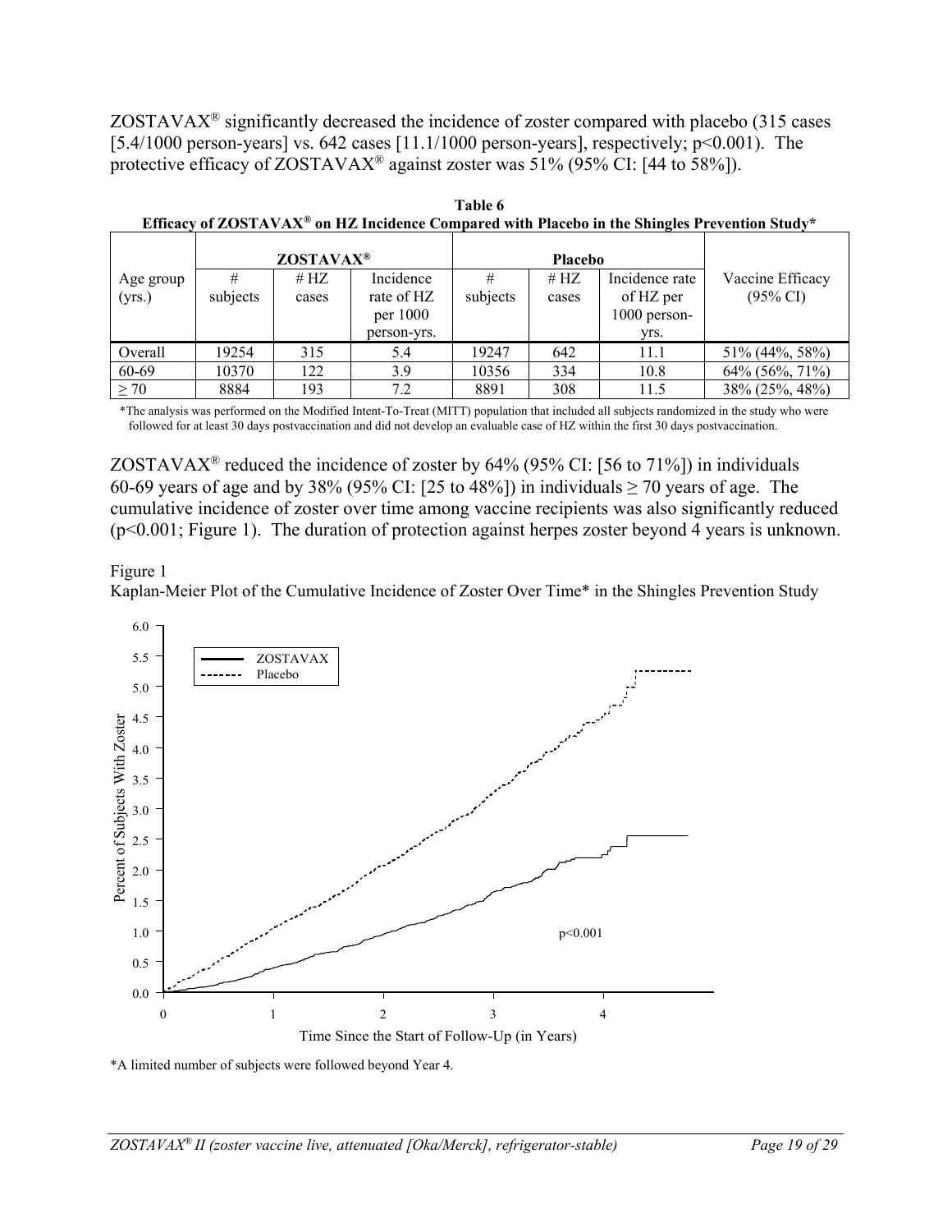ZOSTAVAX® significantly decreased the incidence of zoster compared with placebo (315 cases [5.4/1000 person-years] vs. 642 cases [11.1/1000 person-years], respectively; p<0.001). The protective efficacy of ZOSTAVAX® against zoster was 51% (95% CI: [44 to 58%]).

**Table 6**
**Efficacy of ZOSTAVAX® on HZ Incidence Compared with Placebo in the Shingles Prevention Study***

| | **ZOSTAVAX®** | | | **Placebo** | | | |
|---|---|---|---|---|---|---|---|
| Age group (yrs.) | # subjects | # HZ cases | Incidence rate of HZ per 1000 person-yrs. | # subjects | # HZ cases | Incidence rate of HZ per 1000 person-yrs. | Vaccine Efficacy (95% CI) |
| Overall | 19254 | 315 | 5.4 | 19247 | 642 | 11.1 | 51% (44%, 58%) |
| 60-69 | 10370 | 122 | 3.9 | 10356 | 334 | 10.8 | 64% (56%, 71%) |
| ≥ 70 | 8884 | 193 | 7.2 | 8891 | 308 | 11.5 | 38% (25%, 48%) |

*The analysis was performed on the Modified Intent-To-Treat (MITT) population that included all subjects randomized in the study who were followed for at least 30 days postvaccination and did not develop an evaluable case of HZ within the first 30 days postvaccination.

ZOSTAVAX® reduced the incidence of zoster by 64% (95% CI: [56 to 71%]) in individuals 60-69 years of age and by 38% (95% CI: [25 to 48%]) in individuals ≥ 70 years of age. The cumulative incidence of zoster over time among vaccine recipients was also significantly reduced (p<0.001; Figure 1). The duration of protection against herpes zoster beyond 4 years is unknown.

Figure 1
Kaplan-Meier Plot of the Cumulative Incidence of Zoster Over Time* in the Shingles Prevention Study

*A limited number of subjects were followed beyond Year 4.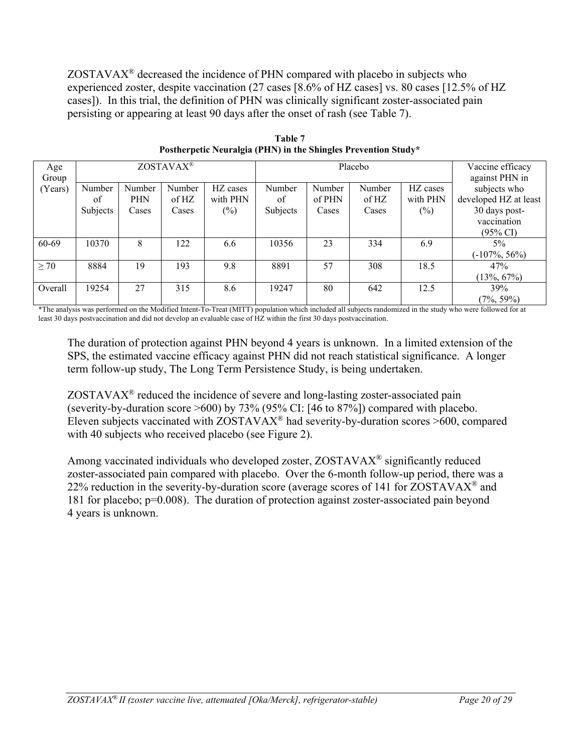ZOSTAVAX® decreased the incidence of PHN compared with placebo in subjects who experienced zoster, despite vaccination (27 cases [8.6% of HZ cases] vs. 80 cases [12.5% of HZ cases]). In this trial, the definition of PHN was clinically significant zoster-associated pain persisting or appearing at least 90 days after the onset of rash (see Table 7).

**Table 7**
**Postherpetic Neuralgia (PHN) in the Shingles Prevention Study***

| Age Group (Years) | ZOSTAVAX® | | | | Placebo | | | | Vaccine efficacy against PHN in subjects who developed HZ at least 30 days post-vaccination (95% CI) |
|---|---|---|---|---|---|---|---|---|---|
| | Number of Subjects | Number PHN Cases | Number of HZ Cases | HZ cases with PHN (%) | Number of Subjects | Number of PHN Cases | Number of HZ Cases | HZ cases with PHN (%) | |
| 60-69 | 10370 | 8 | 122 | 6.6 | 10356 | 23 | 334 | 6.9 | 5% (-107%, 56%) |
| ≥ 70 | 8884 | 19 | 193 | 9.8 | 8891 | 57 | 308 | 18.5 | 47% (13%, 67%) |
| Overall | 19254 | 27 | 315 | 8.6 | 19247 | 80 | 642 | 12.5 | 39% (7%, 59%) |

*The analysis was performed on the Modified Intent-To-Treat (MITT) population which included all subjects randomized in the study who were followed for at least 30 days postvaccination and did not develop an evaluable case of HZ within the first 30 days postvaccination.

The duration of protection against PHN beyond 4 years is unknown. In a limited extension of the SPS, the estimated vaccine efficacy against PHN did not reach statistical significance. A longer term follow-up study, The Long Term Persistence Study, is being undertaken.

ZOSTAVAX® reduced the incidence of severe and long-lasting zoster-associated pain (severity-by-duration score >600) by 73% (95% CI: [46 to 87%]) compared with placebo. Eleven subjects vaccinated with ZOSTAVAX® had severity-by-duration scores >600, compared with 40 subjects who received placebo (see Figure 2).

Among vaccinated individuals who developed zoster, ZOSTAVAX® significantly reduced zoster-associated pain compared with placebo. Over the 6-month follow-up period, there was a 22% reduction in the severity-by-duration score (average scores of 141 for ZOSTAVAX® and 181 for placebo; p=0.008). The duration of protection against zoster-associated pain beyond 4 years is unknown.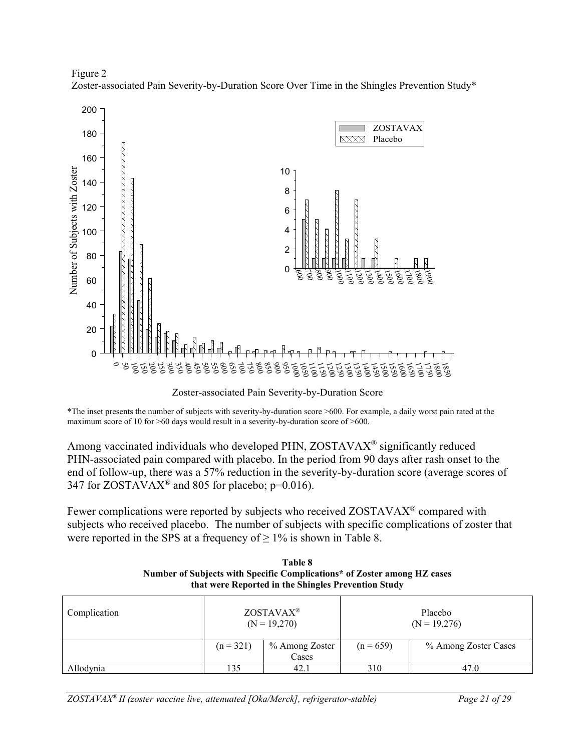Figure 2
Zoster-associated Pain Severity-by-Duration Score Over Time in the Shingles Prevention Study*

*The inset presents the number of subjects with severity-by-duration score >600. For example, a daily worst pain rated at the maximum score of 10 for >60 days would result in a severity-by-duration score of >600.

Among vaccinated individuals who developed PHN, ZOSTAVAX® significantly reduced PHN-associated pain compared with placebo. In the period from 90 days after rash onset to the end of follow-up, there was a 57% reduction in the severity-by-duration score (average scores of 347 for ZOSTAVAX® and 805 for placebo; p=0.016).

Fewer complications were reported by subjects who received ZOSTAVAX® compared with subjects who received placebo. The number of subjects with specific complications of zoster that were reported in the SPS at a frequency of ≥ 1% is shown in Table 8.

**Table 8**
**Number of Subjects with Specific Complications* of Zoster among HZ cases that were Reported in the Shingles Prevention Study**

| Complication | ZOSTAVAX® (N = 19,270) | | Placebo (N = 19,276) | |
|---|---|---|---|---|
| | (n = 321) | % Among Zoster Cases | (n = 659) | % Among Zoster Cases |
| Allodynia | 135 | 42.1 | 310 | 47.0 |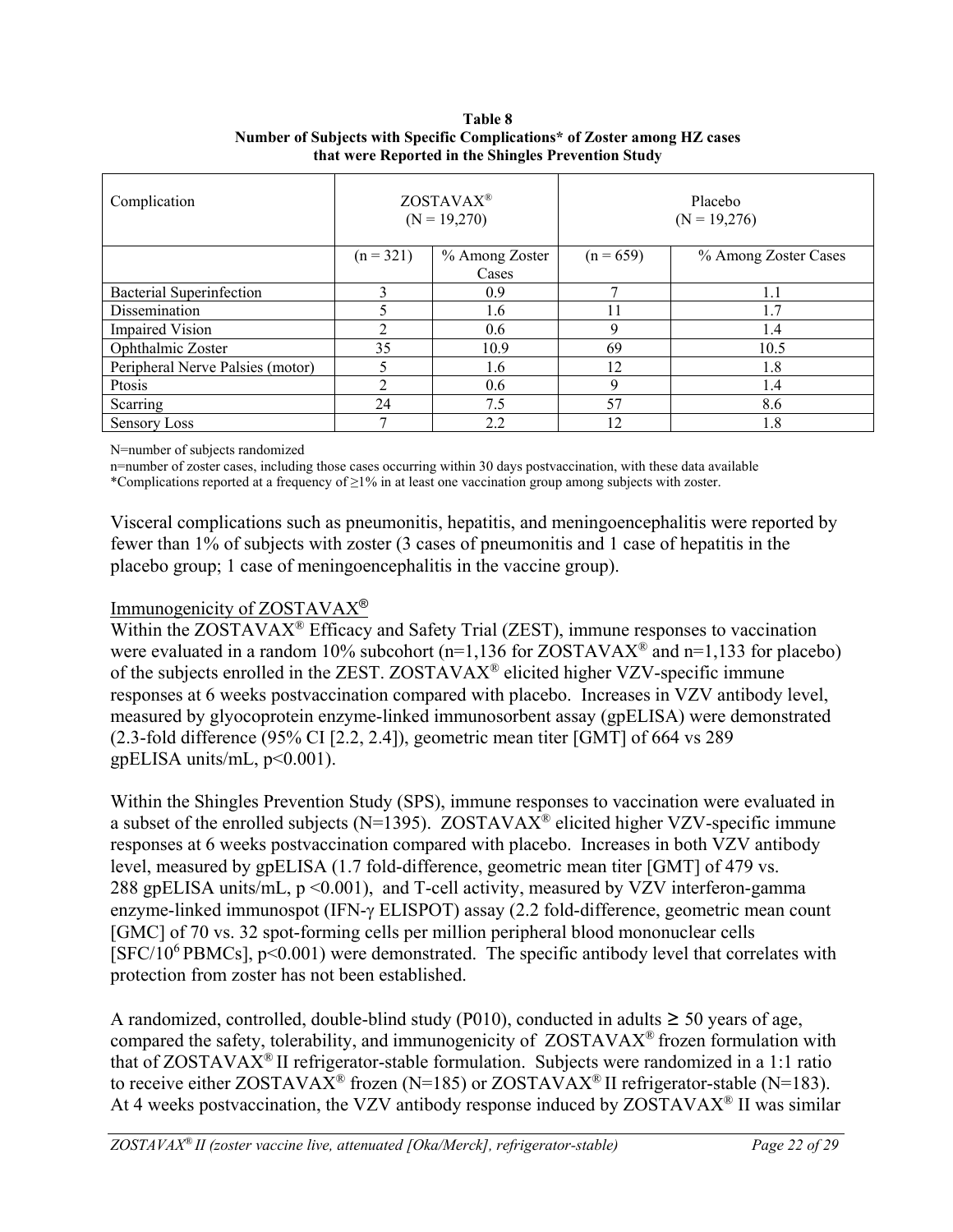**Table 8**
**Number of Subjects with Specific Complications* of Zoster among HZ cases that were Reported in the Shingles Prevention Study**

| Complication | ZOSTAVAX® (N = 19,270) | | Placebo (N = 19,276) | |
|---|---|---|---|---|
| | (n = 321) | % Among Zoster Cases | (n = 659) | % Among Zoster Cases |
| Bacterial Superinfection | 3 | 0.9 | 7 | 1.1 |
| Dissemination | 5 | 1.6 | 11 | 1.7 |
| Impaired Vision | 2 | 0.6 | 9 | 1.4 |
| Ophthalmic Zoster | 35 | 10.9 | 69 | 10.5 |
| Peripheral Nerve Palsies (motor) | 5 | 1.6 | 12 | 1.8 |
| Ptosis | 2 | 0.6 | 9 | 1.4 |
| Scarring | 24 | 7.5 | 57 | 8.6 |
| Sensory Loss | 7 | 2.2 | 12 | 1.8 |

N=number of subjects randomized
n=number of zoster cases, including those cases occurring within 30 days postvaccination, with these data available
*Complications reported at a frequency of ≥1% in at least one vaccination group among subjects with zoster.

Visceral complications such as pneumonitis, hepatitis, and meningoencephalitis were reported by fewer than 1% of subjects with zoster (3 cases of pneumonitis and 1 case of hepatitis in the placebo group; 1 case of meningoencephalitis in the vaccine group).

## Immunogenicity of ZOSTAVAX®

Within the ZOSTAVAX® Efficacy and Safety Trial (ZEST), immune responses to vaccination were evaluated in a random 10% subcohort (n=1,136 for ZOSTAVAX® and n=1,133 for placebo) of the subjects enrolled in the ZEST. ZOSTAVAX® elicited higher VZV-specific immune responses at 6 weeks postvaccination compared with placebo. Increases in VZV antibody level, measured by glyocoprotein enzyme-linked immunosorbent assay (gpELISA) were demonstrated (2.3-fold difference (95% CI [2.2, 2.4]), geometric mean titer [GMT] of 664 vs 289 gpELISA units/mL, $p<0.001$).

Within the Shingles Prevention Study (SPS), immune responses to vaccination were evaluated in a subset of the enrolled subjects (N=1395). ZOSTAVAX® elicited higher VZV-specific immune responses at 6 weeks postvaccination compared with placebo. Increases in both VZV antibody level, measured by gpELISA (1.7 fold-difference, geometric mean titer [GMT] of 479 vs. 288 gpELISA units/mL, $p <0.001$), and T-cell activity, measured by VZV interferon-gamma enzyme-linked immunospot (IFN-γ ELISPOT) assay (2.2 fold-difference, geometric mean count [GMC] of 70 vs. 32 spot-forming cells per million peripheral blood mononuclear cells [SFC/$10^6$ PBMCs], $p<0.001$) were demonstrated. The specific antibody level that correlates with protection from zoster has not been established.

A randomized, controlled, double-blind study (P010), conducted in adults ≥ 50 years of age, compared the safety, tolerability, and immunogenicity of ZOSTAVAX® frozen formulation with that of ZOSTAVAX® II refrigerator-stable formulation. Subjects were randomized in a 1:1 ratio to receive either ZOSTAVAX® frozen (N=185) or ZOSTAVAX® II refrigerator-stable (N=183). At 4 weeks postvaccination, the VZV antibody response induced by ZOSTAVAX® II was similar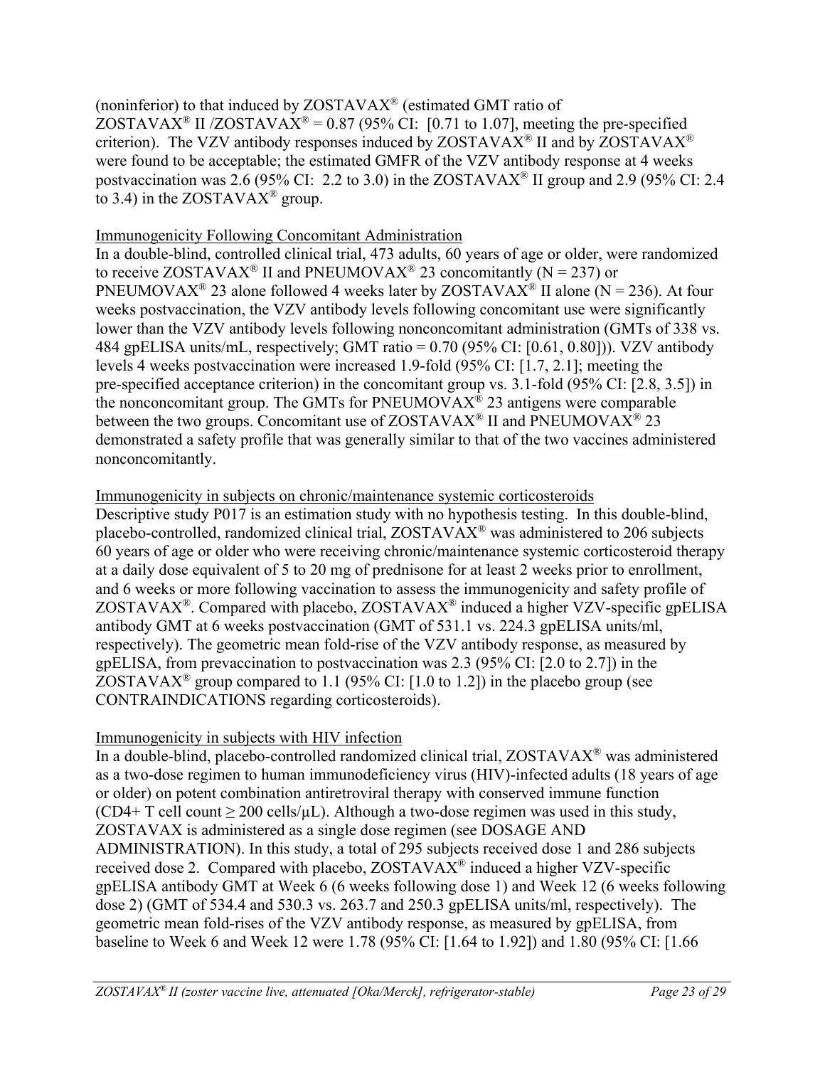(noninferior) to that induced by ZOSTAVAX® (estimated GMT ratio of ZOSTAVAX® II /ZOSTAVAX® = 0.87 (95% CI: [0.71 to 1.07], meeting the pre-specified criterion). The VZV antibody responses induced by ZOSTAVAX® II and by ZOSTAVAX® were found to be acceptable; the estimated GMFR of the VZV antibody response at 4 weeks postvaccination was 2.6 (95% CI: 2.2 to 3.0) in the ZOSTAVAX® II group and 2.9 (95% CI: 2.4 to 3.4) in the ZOSTAVAX® group.

<u>Immunogenicity Following Concomitant Administration</u>

In a double-blind, controlled clinical trial, 473 adults, 60 years of age or older, were randomized to receive ZOSTAVAX® II and PNEUMOVAX® 23 concomitantly (N = 237) or PNEUMOVAX® 23 alone followed 4 weeks later by ZOSTAVAX® II alone (N = 236). At four weeks postvaccination, the VZV antibody levels following concomitant use were significantly lower than the VZV antibody levels following nonconcomitant administration (GMTs of 338 vs. 484 gpELISA units/mL, respectively; GMT ratio = 0.70 (95% CI: [0.61, 0.80])). VZV antibody levels 4 weeks postvaccination were increased 1.9-fold (95% CI: [1.7, 2.1]; meeting the pre-specified acceptance criterion) in the concomitant group vs. 3.1-fold (95% CI: [2.8, 3.5]) in the nonconcomitant group. The GMTs for PNEUMOVAX® 23 antigens were comparable between the two groups. Concomitant use of ZOSTAVAX® II and PNEUMOVAX® 23 demonstrated a safety profile that was generally similar to that of the two vaccines administered nonconcomitantly.

<u>Immunogenicity in subjects on chronic/maintenance systemic corticosteroids</u>

Descriptive study P017 is an estimation study with no hypothesis testing. In this double-blind, placebo-controlled, randomized clinical trial, ZOSTAVAX® was administered to 206 subjects 60 years of age or older who were receiving chronic/maintenance systemic corticosteroid therapy at a daily dose equivalent of 5 to 20 mg of prednisone for at least 2 weeks prior to enrollment, and 6 weeks or more following vaccination to assess the immunogenicity and safety profile of ZOSTAVAX®. Compared with placebo, ZOSTAVAX® induced a higher VZV-specific gpELISA antibody GMT at 6 weeks postvaccination (GMT of 531.1 vs. 224.3 gpELISA units/ml, respectively). The geometric mean fold-rise of the VZV antibody response, as measured by gpELISA, from prevaccination to postvaccination was 2.3 (95% CI: [2.0 to 2.7]) in the ZOSTAVAX® group compared to 1.1 (95% CI: [1.0 to 1.2]) in the placebo group (see CONTRAINDICATIONS regarding corticosteroids).

<u>Immunogenicity in subjects with HIV infection</u>

In a double-blind, placebo-controlled randomized clinical trial, ZOSTAVAX® was administered as a two-dose regimen to human immunodeficiency virus (HIV)-infected adults (18 years of age or older) on potent combination antiretroviral therapy with conserved immune function (CD4+ T cell count ≥ 200 cells/µL). Although a two-dose regimen was used in this study, ZOSTAVAX is administered as a single dose regimen (see DOSAGE AND ADMINISTRATION). In this study, a total of 295 subjects received dose 1 and 286 subjects received dose 2. Compared with placebo, ZOSTAVAX® induced a higher VZV-specific gpELISA antibody GMT at Week 6 (6 weeks following dose 1) and Week 12 (6 weeks following dose 2) (GMT of 534.4 and 530.3 vs. 263.7 and 250.3 gpELISA units/ml, respectively). The geometric mean fold-rises of the VZV antibody response, as measured by gpELISA, from baseline to Week 6 and Week 12 were 1.78 (95% CI: [1.64 to 1.92]) and 1.80 (95% CI: [1.66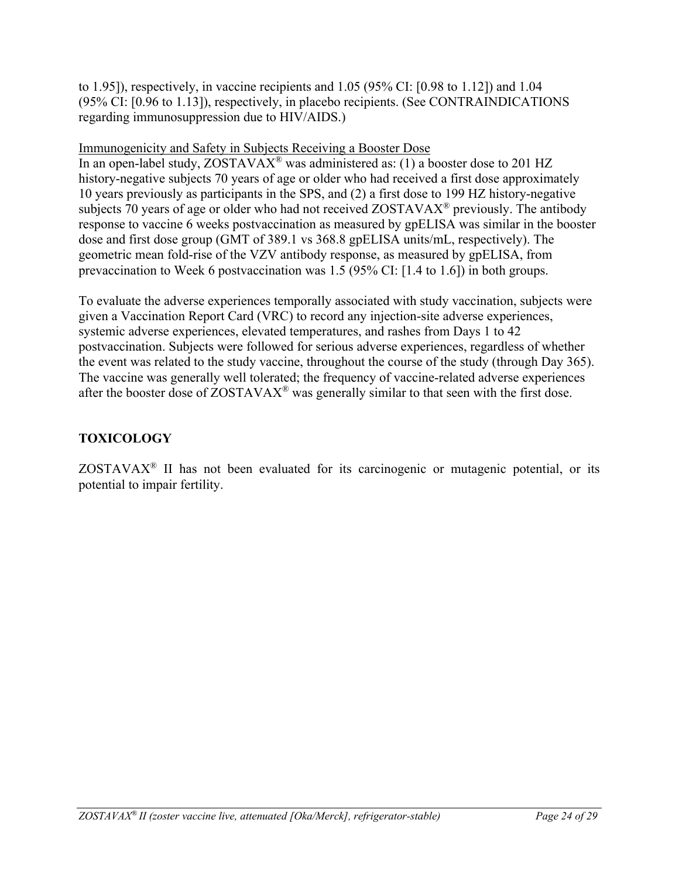to 1.95]), respectively, in vaccine recipients and 1.05 (95% CI: [0.98 to 1.12]) and 1.04 (95% CI: [0.96 to 1.13]), respectively, in placebo recipients. (See CONTRAINDICATIONS regarding immunosuppression due to HIV/AIDS.)

Immunogenicity and Safety in Subjects Receiving a Booster Dose

In an open-label study, ZOSTAVAX® was administered as: (1) a booster dose to 201 HZ history-negative subjects 70 years of age or older who had received a first dose approximately 10 years previously as participants in the SPS, and (2) a first dose to 199 HZ history-negative subjects 70 years of age or older who had not received ZOSTAVAX® previously. The antibody response to vaccine 6 weeks postvaccination as measured by gpELISA was similar in the booster dose and first dose group (GMT of 389.1 vs 368.8 gpELISA units/mL, respectively). The geometric mean fold-rise of the VZV antibody response, as measured by gpELISA, from prevaccination to Week 6 postvaccination was 1.5 (95% CI: [1.4 to 1.6]) in both groups.

To evaluate the adverse experiences temporally associated with study vaccination, subjects were given a Vaccination Report Card (VRC) to record any injection-site adverse experiences, systemic adverse experiences, elevated temperatures, and rashes from Days 1 to 42 postvaccination. Subjects were followed for serious adverse experiences, regardless of whether the event was related to the study vaccine, throughout the course of the study (through Day 365). The vaccine was generally well tolerated; the frequency of vaccine-related adverse experiences after the booster dose of ZOSTAVAX® was generally similar to that seen with the first dose.

## TOXICOLOGY

ZOSTAVAX® II has not been evaluated for its carcinogenic or mutagenic potential, or its potential to impair fertility.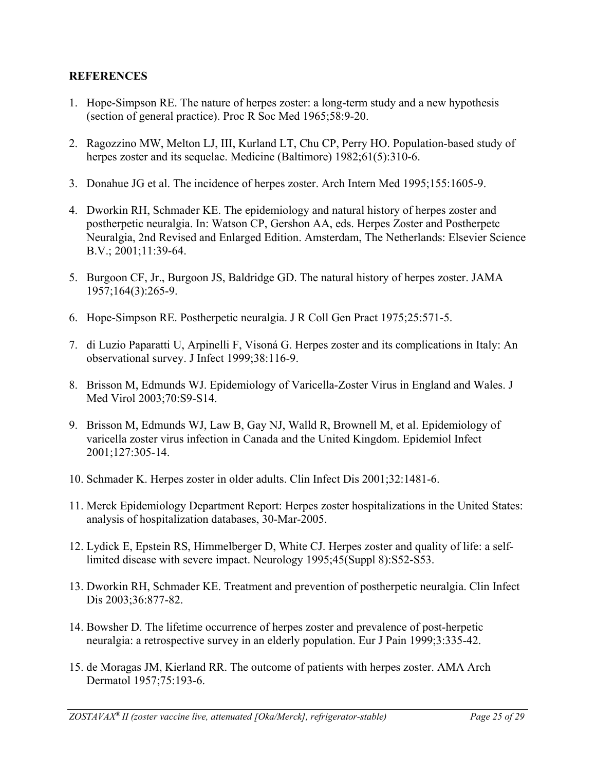## REFERENCES

1. Hope-Simpson RE. The nature of herpes zoster: a long-term study and a new hypothesis (section of general practice). Proc R Soc Med 1965;58:9-20.

2. Ragozzino MW, Melton LJ, III, Kurland LT, Chu CP, Perry HO. Population-based study of herpes zoster and its sequelae. Medicine (Baltimore) 1982;61(5):310-6.

3. Donahue JG et al. The incidence of herpes zoster. Arch Intern Med 1995;155:1605-9.

4. Dworkin RH, Schmader KE. The epidemiology and natural history of herpes zoster and postherpetic neuralgia. In: Watson CP, Gershon AA, eds. Herpes Zoster and Postherpetc Neuralgia, 2nd Revised and Enlarged Edition. Amsterdam, The Netherlands: Elsevier Science B.V.; 2001;11:39-64.

5. Burgoon CF, Jr., Burgoon JS, Baldridge GD. The natural history of herpes zoster. JAMA 1957;164(3):265-9.

6. Hope-Simpson RE. Postherpetic neuralgia. J R Coll Gen Pract 1975;25:571-5.

7. di Luzio Paparatti U, Arpinelli F, Visoná G. Herpes zoster and its complications in Italy: An observational survey. J Infect 1999;38:116-9.

8. Brisson M, Edmunds WJ. Epidemiology of Varicella-Zoster Virus in England and Wales. J Med Virol 2003;70:S9-S14.

9. Brisson M, Edmunds WJ, Law B, Gay NJ, Walld R, Brownell M, et al. Epidemiology of varicella zoster virus infection in Canada and the United Kingdom. Epidemiol Infect 2001;127:305-14.

10. Schmader K. Herpes zoster in older adults. Clin Infect Dis 2001;32:1481-6.

11. Merck Epidemiology Department Report: Herpes zoster hospitalizations in the United States: analysis of hospitalization databases, 30-Mar-2005.

12. Lydick E, Epstein RS, Himmelberger D, White CJ. Herpes zoster and quality of life: a self-limited disease with severe impact. Neurology 1995;45(Suppl 8):S52-S53.

13. Dworkin RH, Schmader KE. Treatment and prevention of postherpetic neuralgia. Clin Infect Dis 2003;36:877-82.

14. Bowsher D. The lifetime occurrence of herpes zoster and prevalence of post-herpetic neuralgia: a retrospective survey in an elderly population. Eur J Pain 1999;3:335-42.

15. de Moragas JM, Kierland RR. The outcome of patients with herpes zoster. AMA Arch Dermatol 1957;75:193-6.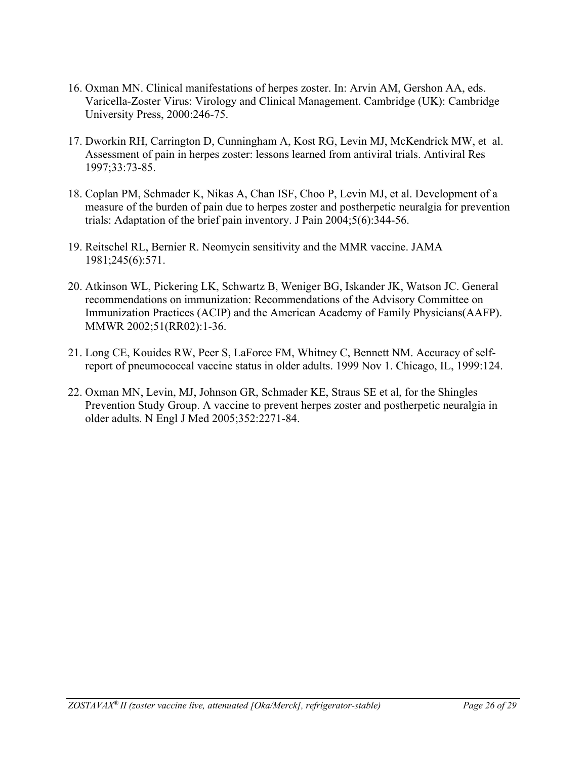16. Oxman MN. Clinical manifestations of herpes zoster. In: Arvin AM, Gershon AA, eds. Varicella-Zoster Virus: Virology and Clinical Management. Cambridge (UK): Cambridge University Press, 2000:246-75.

17. Dworkin RH, Carrington D, Cunningham A, Kost RG, Levin MJ, McKendrick MW, et al. Assessment of pain in herpes zoster: lessons learned from antiviral trials. Antiviral Res 1997;33:73-85.

18. Coplan PM, Schmader K, Nikas A, Chan ISF, Choo P, Levin MJ, et al. Development of a measure of the burden of pain due to herpes zoster and postherpetic neuralgia for prevention trials: Adaptation of the brief pain inventory. J Pain 2004;5(6):344-56.

19. Reitschel RL, Bernier R. Neomycin sensitivity and the MMR vaccine. JAMA 1981;245(6):571.

20. Atkinson WL, Pickering LK, Schwartz B, Weniger BG, Iskander JK, Watson JC. General recommendations on immunization: Recommendations of the Advisory Committee on Immunization Practices (ACIP) and the American Academy of Family Physicians(AAFP). MMWR 2002;51(RR02):1-36.

21. Long CE, Kouides RW, Peer S, LaForce FM, Whitney C, Bennett NM. Accuracy of self-report of pneumococcal vaccine status in older adults. 1999 Nov 1. Chicago, IL, 1999:124.

22. Oxman MN, Levin, MJ, Johnson GR, Schmader KE, Straus SE et al, for the Shingles Prevention Study Group. A vaccine to prevent herpes zoster and postherpetic neuralgia in older adults. N Engl J Med 2005;352:2271-84.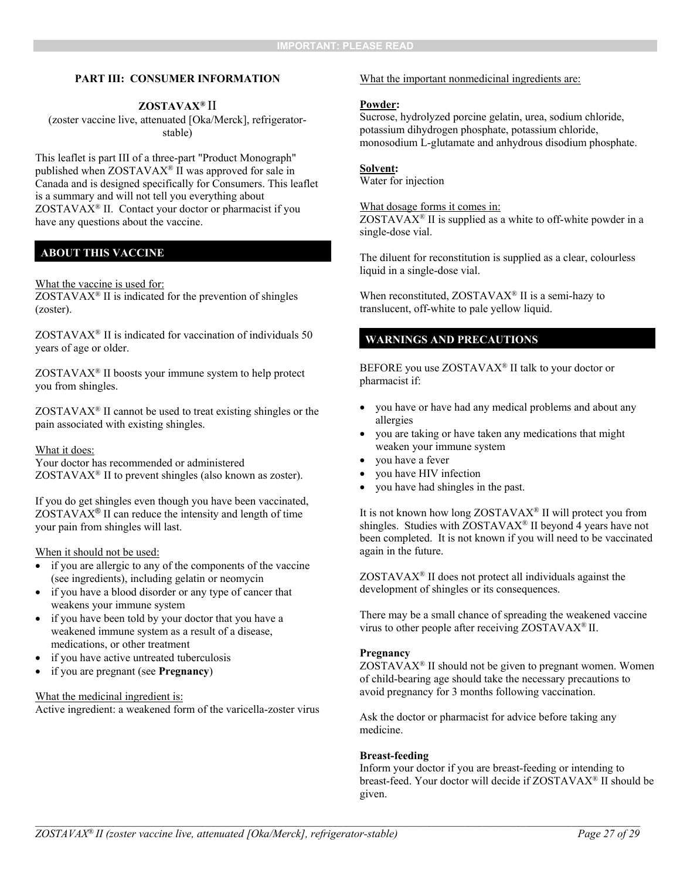IMPORTANT: PLEASE READ

## PART III: CONSUMER INFORMATION

**ZOSTAVAX® II**

(zoster vaccine live, attenuated [Oka/Merck], refrigerator-stable)

This leaflet is part III of a three-part "Product Monograph" published when ZOSTAVAX® II was approved for sale in Canada and is designed specifically for Consumers. This leaflet is a summary and will not tell you everything about ZOSTAVAX® II. Contact your doctor or pharmacist if you have any questions about the vaccine.

### ABOUT THIS VACCINE

What the vaccine is used for:
ZOSTAVAX® II is indicated for the prevention of shingles (zoster).

ZOSTAVAX® II is indicated for vaccination of individuals 50 years of age or older.

ZOSTAVAX® II boosts your immune system to help protect you from shingles.

ZOSTAVAX® II cannot be used to treat existing shingles or the pain associated with existing shingles.

What it does:
Your doctor has recommended or administered ZOSTAVAX® II to prevent shingles (also known as zoster).

If you do get shingles even though you have been vaccinated, ZOSTAVAX® II can reduce the intensity and length of time your pain from shingles will last.

When it should not be used:

- if you are allergic to any of the components of the vaccine (see ingredients), including gelatin or neomycin
- if you have a blood disorder or any type of cancer that weakens your immune system
- if you have been told by your doctor that you have a weakened immune system as a result of a disease, medications, or other treatment
- if you have active untreated tuberculosis
- if you are pregnant (see **Pregnancy**)

What the medicinal ingredient is:
Active ingredient: a weakened form of the varicella-zoster virus

What the important nonmedicinal ingredients are:

**Powder:**
Sucrose, hydrolyzed porcine gelatin, urea, sodium chloride, potassium dihydrogen phosphate, potassium chloride, monosodium L-glutamate and anhydrous disodium phosphate.

**Solvent:**
Water for injection

What dosage forms it comes in:
ZOSTAVAX® II is supplied as a white to off-white powder in a single-dose vial.

The diluent for reconstitution is supplied as a clear, colourless liquid in a single-dose vial.

When reconstituted, ZOSTAVAX® II is a semi-hazy to translucent, off-white to pale yellow liquid.

### WARNINGS AND PRECAUTIONS

BEFORE you use ZOSTAVAX® II talk to your doctor or pharmacist if:

- you have or have had any medical problems and about any allergies
- you are taking or have taken any medications that might weaken your immune system
- you have a fever
- you have HIV infection
- you have had shingles in the past.

It is not known how long ZOSTAVAX® II will protect you from shingles. Studies with ZOSTAVAX® II beyond 4 years have not been completed. It is not known if you will need to be vaccinated again in the future.

ZOSTAVAX® II does not protect all individuals against the development of shingles or its consequences.

There may be a small chance of spreading the weakened vaccine virus to other people after receiving ZOSTAVAX® II.

**Pregnancy**
ZOSTAVAX® II should not be given to pregnant women. Women of child-bearing age should take the necessary precautions to avoid pregnancy for 3 months following vaccination.

Ask the doctor or pharmacist for advice before taking any medicine.

**Breast-feeding**
Inform your doctor if you are breast-feeding or intending to breast-feed. Your doctor will decide if ZOSTAVAX® II should be given.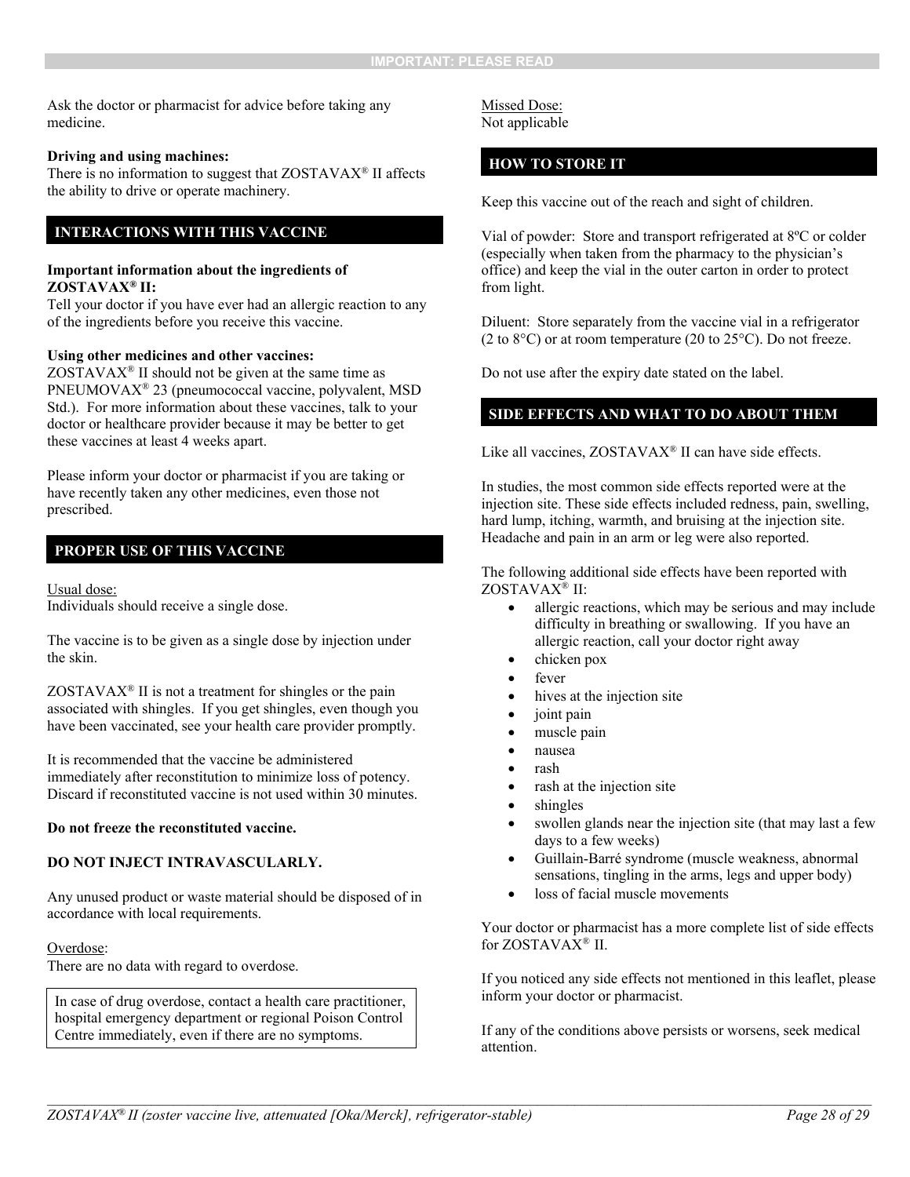Ask the doctor or pharmacist for advice before taking any medicine.

**Driving and using machines:**
There is no information to suggest that ZOSTAVAX® II affects the ability to drive or operate machinery.

## INTERACTIONS WITH THIS VACCINE

**Important information about the ingredients of ZOSTAVAX® II:**
Tell your doctor if you have ever had an allergic reaction to any of the ingredients before you receive this vaccine.

**Using other medicines and other vaccines:**
ZOSTAVAX® II should not be given at the same time as PNEUMOVAX® 23 (pneumococcal vaccine, polyvalent, MSD Std.). For more information about these vaccines, talk to your doctor or healthcare provider because it may be better to get these vaccines at least 4 weeks apart.

Please inform your doctor or pharmacist if you are taking or have recently taken any other medicines, even those not prescribed.

## PROPER USE OF THIS VACCINE

Usual dose:
Individuals should receive a single dose.

The vaccine is to be given as a single dose by injection under the skin.

ZOSTAVAX® II is not a treatment for shingles or the pain associated with shingles. If you get shingles, even though you have been vaccinated, see your health care provider promptly.

It is recommended that the vaccine be administered immediately after reconstitution to minimize loss of potency. Discard if reconstituted vaccine is not used within 30 minutes.

**Do not freeze the reconstituted vaccine.**

**DO NOT INJECT INTRAVASCULARLY.**

Any unused product or waste material should be disposed of in accordance with local requirements.

Overdose:
There are no data with regard to overdose.

> In case of drug overdose, contact a health care practitioner, hospital emergency department or regional Poison Control Centre immediately, even if there are no symptoms.

Missed Dose:
Not applicable

## HOW TO STORE IT

Keep this vaccine out of the reach and sight of children.

Vial of powder: Store and transport refrigerated at 8ºC or colder (especially when taken from the pharmacy to the physician's office) and keep the vial in the outer carton in order to protect from light.

Diluent: Store separately from the vaccine vial in a refrigerator (2 to 8°C) or at room temperature (20 to 25°C). Do not freeze.

Do not use after the expiry date stated on the label.

## SIDE EFFECTS AND WHAT TO DO ABOUT THEM

Like all vaccines, ZOSTAVAX® II can have side effects.

In studies, the most common side effects reported were at the injection site. These side effects included redness, pain, swelling, hard lump, itching, warmth, and bruising at the injection site. Headache and pain in an arm or leg were also reported.

The following additional side effects have been reported with ZOSTAVAX® II:

- allergic reactions, which may be serious and may include difficulty in breathing or swallowing. If you have an allergic reaction, call your doctor right away
- chicken pox
- fever
- hives at the injection site
- joint pain
- muscle pain
- nausea
- rash
- rash at the injection site
- shingles
- swollen glands near the injection site (that may last a few days to a few weeks)
- Guillain-Barré syndrome (muscle weakness, abnormal sensations, tingling in the arms, legs and upper body)
- loss of facial muscle movements

Your doctor or pharmacist has a more complete list of side effects for ZOSTAVAX® II.

If you noticed any side effects not mentioned in this leaflet, please inform your doctor or pharmacist.

If any of the conditions above persists or worsens, seek medical attention.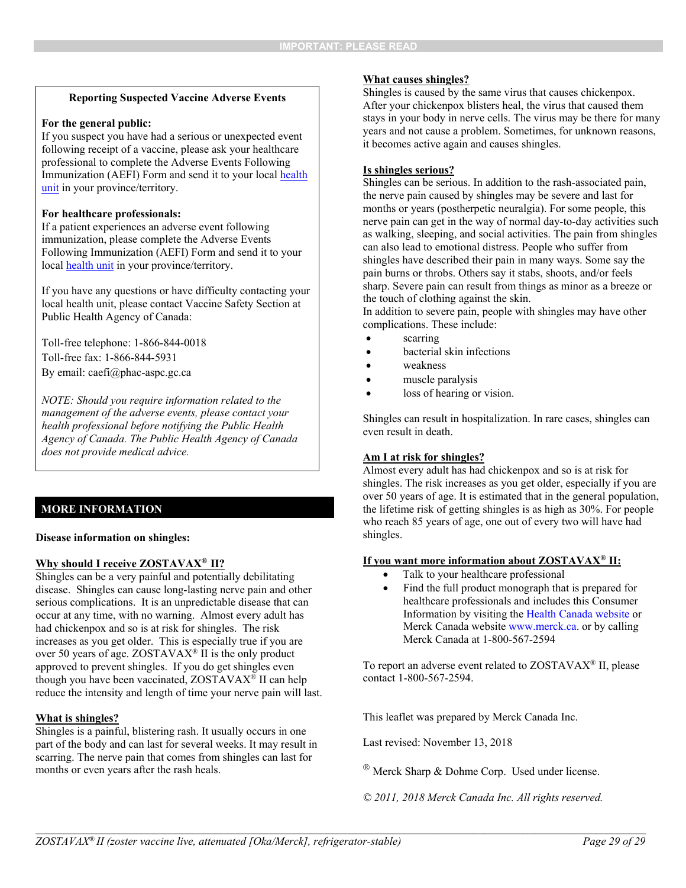### Reporting Suspected Vaccine Adverse Events

**For the general public:**
If you suspect you have had a serious or unexpected event following receipt of a vaccine, please ask your healthcare professional to complete the Adverse Events Following Immunization (AEFI) Form and send it to your local health unit in your province/territory.

**For healthcare professionals:**
If a patient experiences an adverse event following immunization, please complete the Adverse Events Following Immunization (AEFI) Form and send it to your local health unit in your province/territory.

If you have any questions or have difficulty contacting your local health unit, please contact Vaccine Safety Section at Public Health Agency of Canada:

Toll-free telephone: 1-866-844-0018
Toll-free fax: 1-866-844-5931
By email: caefi@phac-aspc.gc.ca

*NOTE: Should you require information related to the management of the adverse events, please contact your health professional before notifying the Public Health Agency of Canada. The Public Health Agency of Canada does not provide medical advice.*

## MORE INFORMATION

**Disease information on shingles:**

**Why should I receive ZOSTAVAX® II?**
Shingles can be a very painful and potentially debilitating disease. Shingles can cause long-lasting nerve pain and other serious complications. It is an unpredictable disease that can occur at any time, with no warning. Almost every adult has had chickenpox and so is at risk for shingles. The risk increases as you get older. This is especially true if you are over 50 years of age. ZOSTAVAX® II is the only product approved to prevent shingles. If you do get shingles even though you have been vaccinated, ZOSTAVAX® II can help reduce the intensity and length of time your nerve pain will last.

**What is shingles?**
Shingles is a painful, blistering rash. It usually occurs in one part of the body and can last for several weeks. It may result in scarring. The nerve pain that comes from shingles can last for months or even years after the rash heals.

**What causes shingles?**
Shingles is caused by the same virus that causes chickenpox. After your chickenpox blisters heal, the virus that caused them stays in your body in nerve cells. The virus may be there for many years and not cause a problem. Sometimes, for unknown reasons, it becomes active again and causes shingles.

**Is shingles serious?**
Shingles can be serious. In addition to the rash-associated pain, the nerve pain caused by shingles may be severe and last for months or years (postherpetic neuralgia). For some people, this nerve pain can get in the way of normal day-to-day activities such as walking, sleeping, and social activities. The pain from shingles can also lead to emotional distress. People who suffer from shingles have described their pain in many ways. Some say the pain burns or throbs. Others say it stabs, shoots, and/or feels sharp. Severe pain can result from things as minor as a breeze or the touch of clothing against the skin.
In addition to severe pain, people with shingles may have other complications. These include:

- scarring
- bacterial skin infections
- weakness
- muscle paralysis
- loss of hearing or vision.

Shingles can result in hospitalization. In rare cases, shingles can even result in death.

**Am I at risk for shingles?**
Almost every adult has had chickenpox and so is at risk for shingles. The risk increases as you get older, especially if you are over 50 years of age. It is estimated that in the general population, the lifetime risk of getting shingles is as high as 30%. For people who reach 85 years of age, one out of every two will have had shingles.

**If you want more information about ZOSTAVAX® II:**

- Talk to your healthcare professional
- Find the full product monograph that is prepared for healthcare professionals and includes this Consumer Information by visiting the Health Canada website or Merck Canada website www.merck.ca. or by calling Merck Canada at 1-800-567-2594

To report an adverse event related to ZOSTAVAX® II, please contact 1-800-567-2594.

This leaflet was prepared by Merck Canada Inc.

Last revised: November 13, 2018

® Merck Sharp & Dohme Corp. Used under license.

*© 2011, 2018 Merck Canada Inc. All rights reserved.*